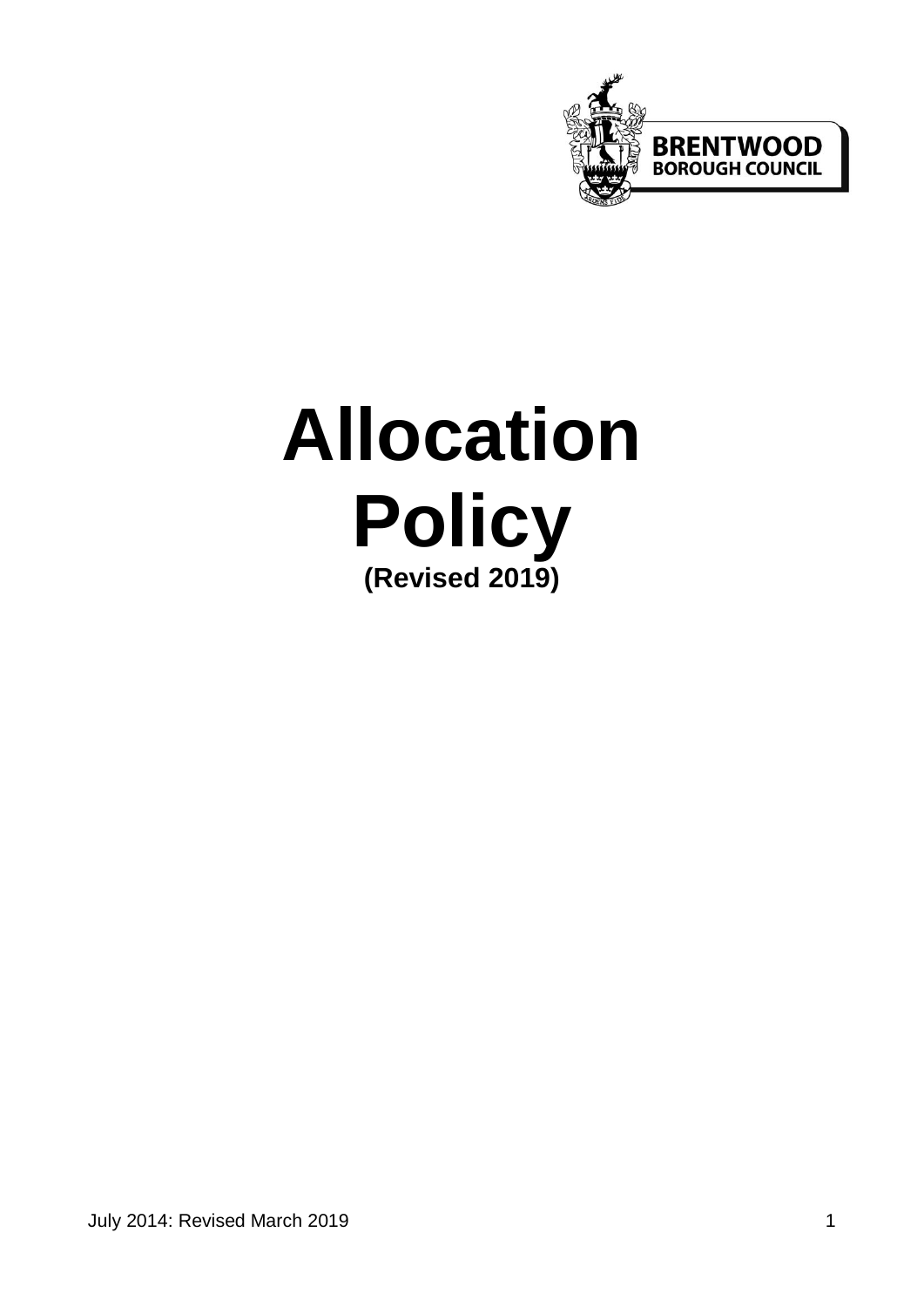BRENTWOOD BOROUGH COUNCIL

# Allocation Policy

**(Revised 2019)**

July 2014: Revised March 2019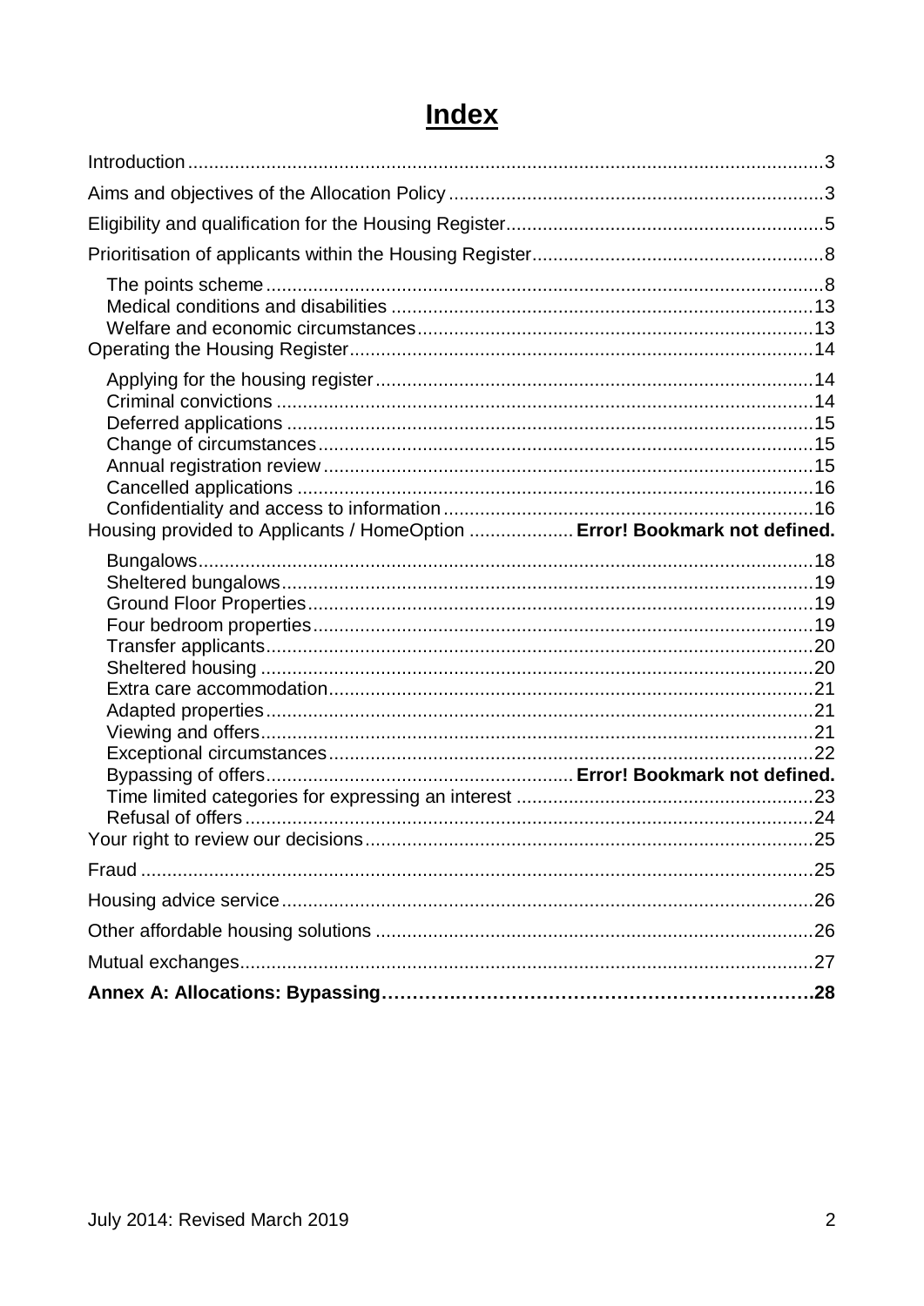# Index

| | |
|---|---|
| Introduction | 3 |
| Aims and objectives of the Allocation Policy | 3 |
| Eligibility and qualification for the Housing Register | 5 |
| Prioritisation of applicants within the Housing Register | 8 |
| The points scheme | 8 |
| Medical conditions and disabilities | 13 |
| Welfare and economic circumstances | 13 |
| Operating the Housing Register | 14 |
| Applying for the housing register | 14 |
| Criminal convictions | 14 |
| Deferred applications | 15 |
| Change of circumstances | 15 |
| Annual registration review | 15 |
| Cancelled applications | 16 |
| Confidentiality and access to information | 16 |
| Housing provided to Applicants / HomeOption | **Error! Bookmark not defined.** |
| Bungalows | 18 |
| Sheltered bungalows | 19 |
| Ground Floor Properties | 19 |
| Four bedroom properties | 19 |
| Transfer applicants | 20 |
| Sheltered housing | 20 |
| Extra care accommodation | 21 |
| Adapted properties | 21 |
| Viewing and offers | 21 |
| Exceptional circumstances | 22 |
| Bypassing of offers | **Error! Bookmark not defined.** |
| Time limited categories for expressing an interest | 23 |
| Refusal of offers | 24 |
| Your right to review our decisions | 25 |
| Fraud | 25 |
| Housing advice service | 26 |
| Other affordable housing solutions | 26 |
| Mutual exchanges | 27 |
| **Annex A: Allocations: Bypassing** | **28** |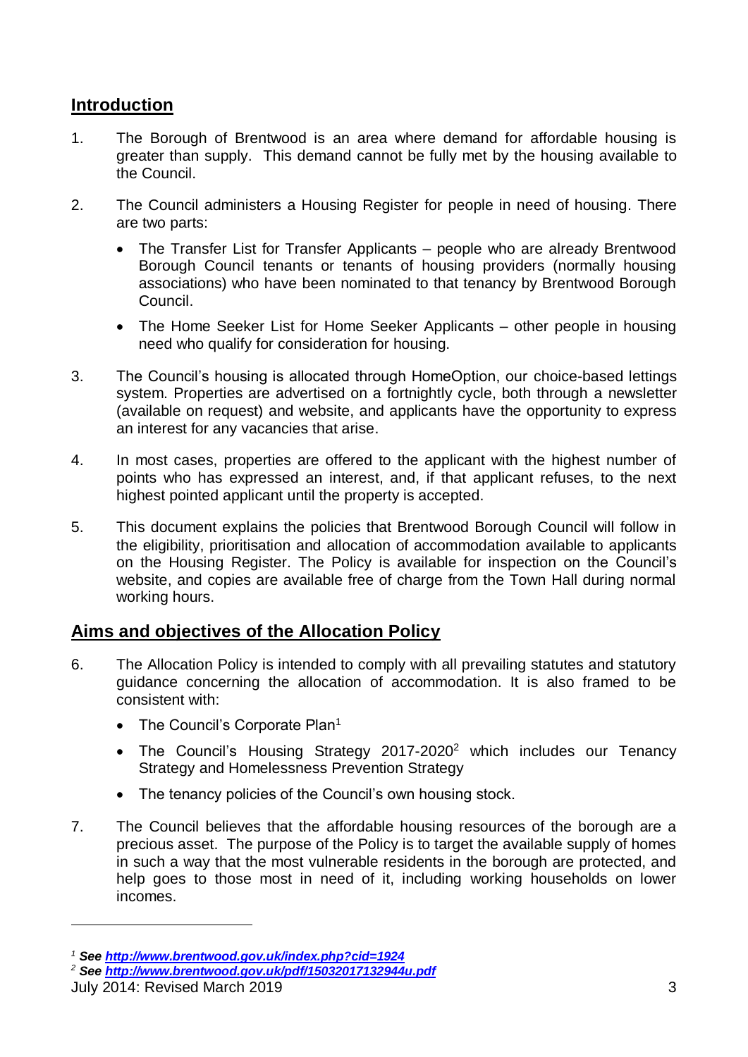## Introduction

1. The Borough of Brentwood is an area where demand for affordable housing is greater than supply. This demand cannot be fully met by the housing available to the Council.

2. The Council administers a Housing Register for people in need of housing. There are two parts:

   - The Transfer List for Transfer Applicants – people who are already Brentwood Borough Council tenants or tenants of housing providers (normally housing associations) who have been nominated to that tenancy by Brentwood Borough Council.
   - The Home Seeker List for Home Seeker Applicants – other people in housing need who qualify for consideration for housing.

3. The Council's housing is allocated through HomeOption, our choice-based lettings system. Properties are advertised on a fortnightly cycle, both through a newsletter (available on request) and website, and applicants have the opportunity to express an interest for any vacancies that arise.

4. In most cases, properties are offered to the applicant with the highest number of points who has expressed an interest, and, if that applicant refuses, to the next highest pointed applicant until the property is accepted.

5. This document explains the policies that Brentwood Borough Council will follow in the eligibility, prioritisation and allocation of accommodation available to applicants on the Housing Register. The Policy is available for inspection on the Council's website, and copies are available free of charge from the Town Hall during normal working hours.

## Aims and objectives of the Allocation Policy

6. The Allocation Policy is intended to comply with all prevailing statutes and statutory guidance concerning the allocation of accommodation. It is also framed to be consistent with:

   - The Council's Corporate Plan[1]
   - The Council's Housing Strategy 2017-2020[2] which includes our Tenancy Strategy and Homelessness Prevention Strategy
   - The tenancy policies of the Council's own housing stock.

7. The Council believes that the affordable housing resources of the borough are a precious asset. The purpose of the Policy is to target the available supply of homes in such a way that the most vulnerable residents in the borough are protected, and help goes to those most in need of it, including working households on lower incomes.

---

[1] ***See [http://www.brentwood.gov.uk/index.php?cid=1924](http://www.brentwood.gov.uk/index.php?cid=1924)***

[2] ***See [http://www.brentwood.gov.uk/pdf/15032017132944u.pdf](http://www.brentwood.gov.uk/pdf/15032017132944u.pdf)***

July 2014: Revised March 2019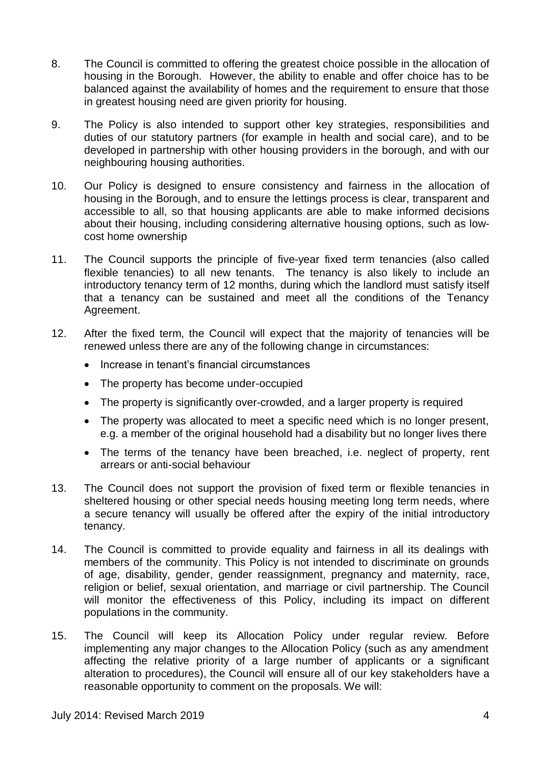8. The Council is committed to offering the greatest choice possible in the allocation of housing in the Borough. However, the ability to enable and offer choice has to be balanced against the availability of homes and the requirement to ensure that those in greatest housing need are given priority for housing.

9. The Policy is also intended to support other key strategies, responsibilities and duties of our statutory partners (for example in health and social care), and to be developed in partnership with other housing providers in the borough, and with our neighbouring housing authorities.

10. Our Policy is designed to ensure consistency and fairness in the allocation of housing in the Borough, and to ensure the lettings process is clear, transparent and accessible to all, so that housing applicants are able to make informed decisions about their housing, including considering alternative housing options, such as low-cost home ownership

11. The Council supports the principle of five-year fixed term tenancies (also called flexible tenancies) to all new tenants. The tenancy is also likely to include an introductory tenancy term of 12 months, during which the landlord must satisfy itself that a tenancy can be sustained and meet all the conditions of the Tenancy Agreement.

12. After the fixed term, the Council will expect that the majority of tenancies will be renewed unless there are any of the following change in circumstances:

    - Increase in tenant's financial circumstances
    - The property has become under-occupied
    - The property is significantly over-crowded, and a larger property is required
    - The property was allocated to meet a specific need which is no longer present, e.g. a member of the original household had a disability but no longer lives there
    - The terms of the tenancy have been breached, i.e. neglect of property, rent arrears or anti-social behaviour

13. The Council does not support the provision of fixed term or flexible tenancies in sheltered housing or other special needs housing meeting long term needs, where a secure tenancy will usually be offered after the expiry of the initial introductory tenancy.

14. The Council is committed to provide equality and fairness in all its dealings with members of the community. This Policy is not intended to discriminate on grounds of age, disability, gender, gender reassignment, pregnancy and maternity, race, religion or belief, sexual orientation, and marriage or civil partnership. The Council will monitor the effectiveness of this Policy, including its impact on different populations in the community.

15. The Council will keep its Allocation Policy under regular review. Before implementing any major changes to the Allocation Policy (such as any amendment affecting the relative priority of a large number of applicants or a significant alteration to procedures), the Council will ensure all of our key stakeholders have a reasonable opportunity to comment on the proposals. We will: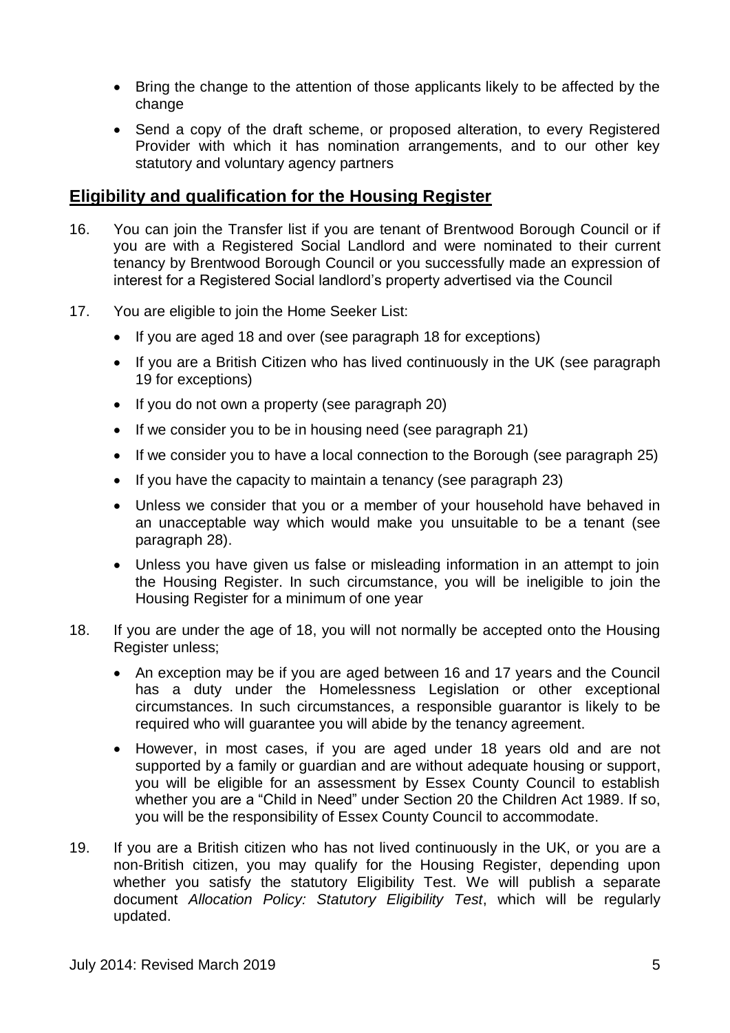- Bring the change to the attention of those applicants likely to be affected by the change
- Send a copy of the draft scheme, or proposed alteration, to every Registered Provider with which it has nomination arrangements, and to our other key statutory and voluntary agency partners

## Eligibility and qualification for the Housing Register

16. You can join the Transfer list if you are tenant of Brentwood Borough Council or if you are with a Registered Social Landlord and were nominated to their current tenancy by Brentwood Borough Council or you successfully made an expression of interest for a Registered Social landlord's property advertised via the Council

17. You are eligible to join the Home Seeker List:
    - If you are aged 18 and over (see paragraph 18 for exceptions)
    - If you are a British Citizen who has lived continuously in the UK (see paragraph 19 for exceptions)
    - If you do not own a property (see paragraph 20)
    - If we consider you to be in housing need (see paragraph 21)
    - If we consider you to have a local connection to the Borough (see paragraph 25)
    - If you have the capacity to maintain a tenancy (see paragraph 23)
    - Unless we consider that you or a member of your household have behaved in an unacceptable way which would make you unsuitable to be a tenant (see paragraph 28).
    - Unless you have given us false or misleading information in an attempt to join the Housing Register. In such circumstance, you will be ineligible to join the Housing Register for a minimum of one year

18. If you are under the age of 18, you will not normally be accepted onto the Housing Register unless;
    - An exception may be if you are aged between 16 and 17 years and the Council has a duty under the Homelessness Legislation or other exceptional circumstances. In such circumstances, a responsible guarantor is likely to be required who will guarantee you will abide by the tenancy agreement.
    - However, in most cases, if you are aged under 18 years old and are not supported by a family or guardian and are without adequate housing or support, you will be eligible for an assessment by Essex County Council to establish whether you are a "Child in Need" under Section 20 the Children Act 1989. If so, you will be the responsibility of Essex County Council to accommodate.

19. If you are a British citizen who has not lived continuously in the UK, or you are a non-British citizen, you may qualify for the Housing Register, depending upon whether you satisfy the statutory Eligibility Test. We will publish a separate document *Allocation Policy: Statutory Eligibility Test*, which will be regularly updated.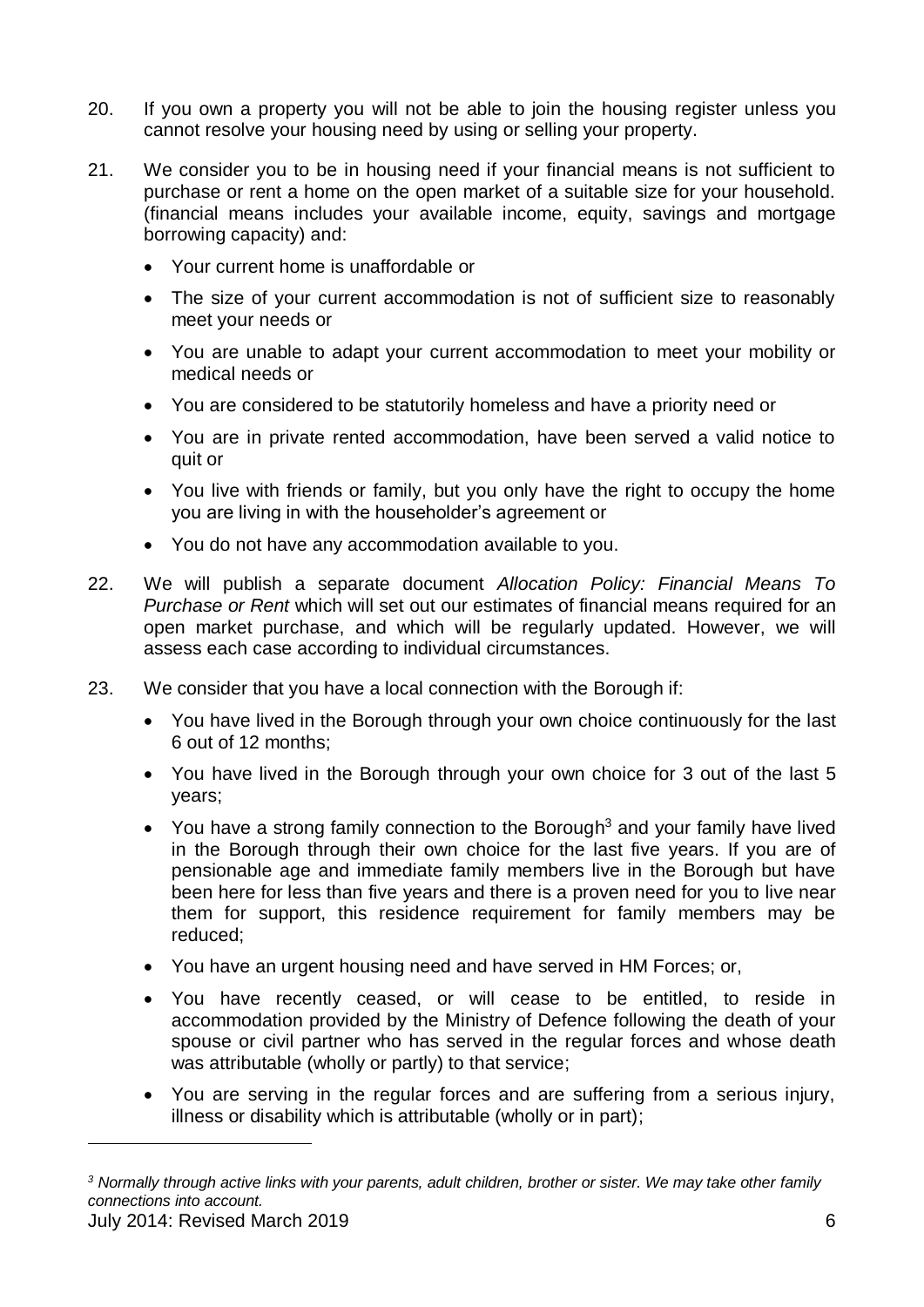20. If you own a property you will not be able to join the housing register unless you cannot resolve your housing need by using or selling your property.

21. We consider you to be in housing need if your financial means is not sufficient to purchase or rent a home on the open market of a suitable size for your household. (financial means includes your available income, equity, savings and mortgage borrowing capacity) and:

    - Your current home is unaffordable or
    - The size of your current accommodation is not of sufficient size to reasonably meet your needs or
    - You are unable to adapt your current accommodation to meet your mobility or medical needs or
    - You are considered to be statutorily homeless and have a priority need or
    - You are in private rented accommodation, have been served a valid notice to quit or
    - You live with friends or family, but you only have the right to occupy the home you are living in with the householder's agreement or
    - You do not have any accommodation available to you.

22. We will publish a separate document *Allocation Policy: Financial Means To Purchase or Rent* which will set out our estimates of financial means required for an open market purchase, and which will be regularly updated. However, we will assess each case according to individual circumstances.

23. We consider that you have a local connection with the Borough if:

    - You have lived in the Borough through your own choice continuously for the last 6 out of 12 months;
    - You have lived in the Borough through your own choice for 3 out of the last 5 years;
    - You have a strong family connection to the Borough[3] and your family have lived in the Borough through their own choice for the last five years. If you are of pensionable age and immediate family members live in the Borough but have been here for less than five years and there is a proven need for you to live near them for support, this residence requirement for family members may be reduced;
    - You have an urgent housing need and have served in HM Forces; or,
    - You have recently ceased, or will cease to be entitled, to reside in accommodation provided by the Ministry of Defence following the death of your spouse or civil partner who has served in the regular forces and whose death was attributable (wholly or partly) to that service;
    - You are serving in the regular forces and are suffering from a serious injury, illness or disability which is attributable (wholly or in part);

---

[3] *Normally through active links with your parents, adult children, brother or sister. We may take other family connections into account.*

July 2014: Revised March 2019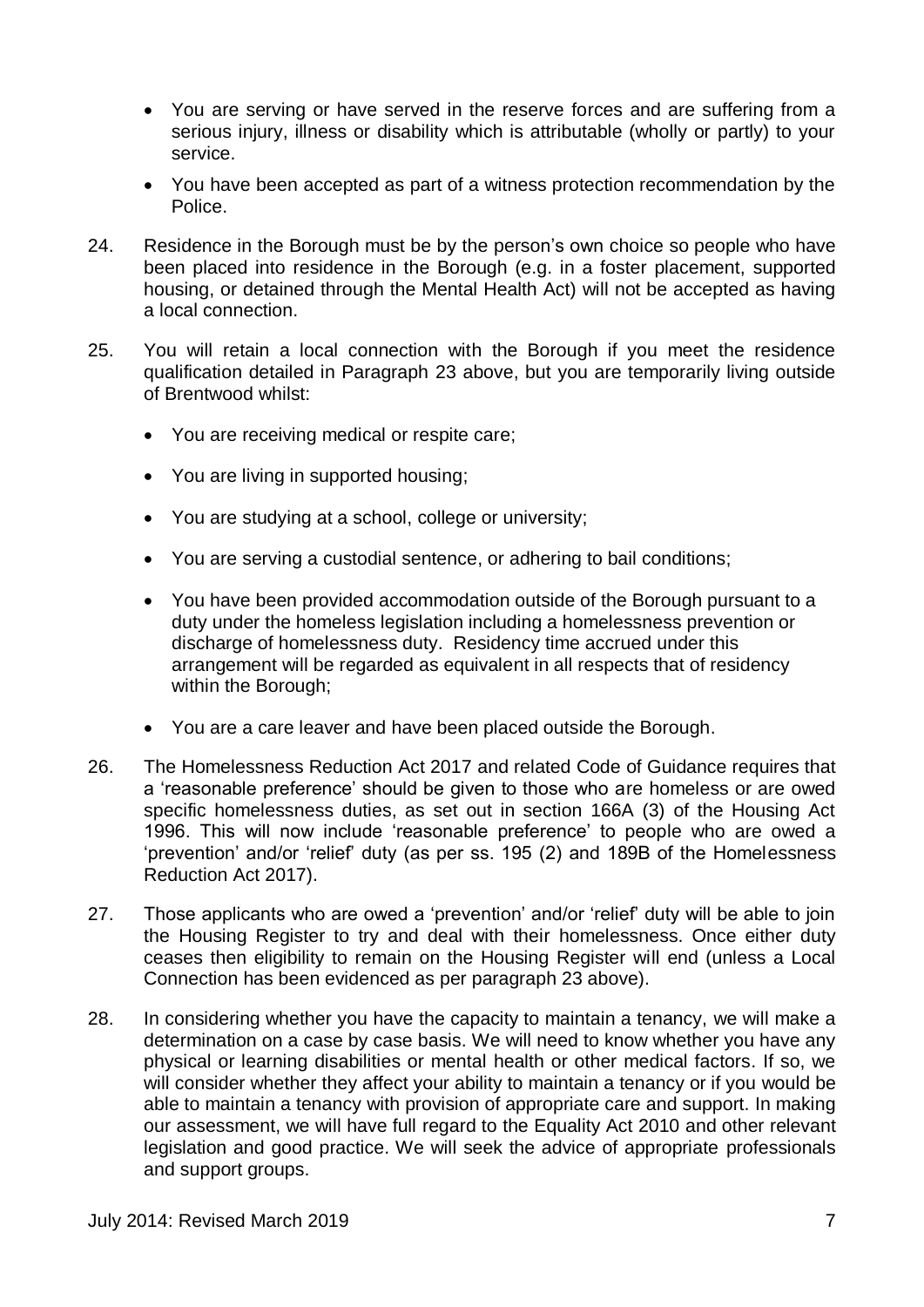- You are serving or have served in the reserve forces and are suffering from a serious injury, illness or disability which is attributable (wholly or partly) to your service.
- You have been accepted as part of a witness protection recommendation by the Police.

24. Residence in the Borough must be by the person's own choice so people who have been placed into residence in the Borough (e.g. in a foster placement, supported housing, or detained through the Mental Health Act) will not be accepted as having a local connection.

25. You will retain a local connection with the Borough if you meet the residence qualification detailed in Paragraph 23 above, but you are temporarily living outside of Brentwood whilst:

    - You are receiving medical or respite care;
    - You are living in supported housing;
    - You are studying at a school, college or university;
    - You are serving a custodial sentence, or adhering to bail conditions;
    - You have been provided accommodation outside of the Borough pursuant to a duty under the homeless legislation including a homelessness prevention or discharge of homelessness duty. Residency time accrued under this arrangement will be regarded as equivalent in all respects that of residency within the Borough;
    - You are a care leaver and have been placed outside the Borough.

26. The Homelessness Reduction Act 2017 and related Code of Guidance requires that a 'reasonable preference' should be given to those who are homeless or are owed specific homelessness duties, as set out in section 166A (3) of the Housing Act 1996. This will now include 'reasonable preference' to people who are owed a 'prevention' and/or 'relief' duty (as per ss. 195 (2) and 189B of the Homelessness Reduction Act 2017).

27. Those applicants who are owed a 'prevention' and/or 'relief' duty will be able to join the Housing Register to try and deal with their homelessness. Once either duty ceases then eligibility to remain on the Housing Register will end (unless a Local Connection has been evidenced as per paragraph 23 above).

28. In considering whether you have the capacity to maintain a tenancy, we will make a determination on a case by case basis. We will need to know whether you have any physical or learning disabilities or mental health or other medical factors. If so, we will consider whether they affect your ability to maintain a tenancy or if you would be able to maintain a tenancy with provision of appropriate care and support. In making our assessment, we will have full regard to the Equality Act 2010 and other relevant legislation and good practice. We will seek the advice of appropriate professionals and support groups.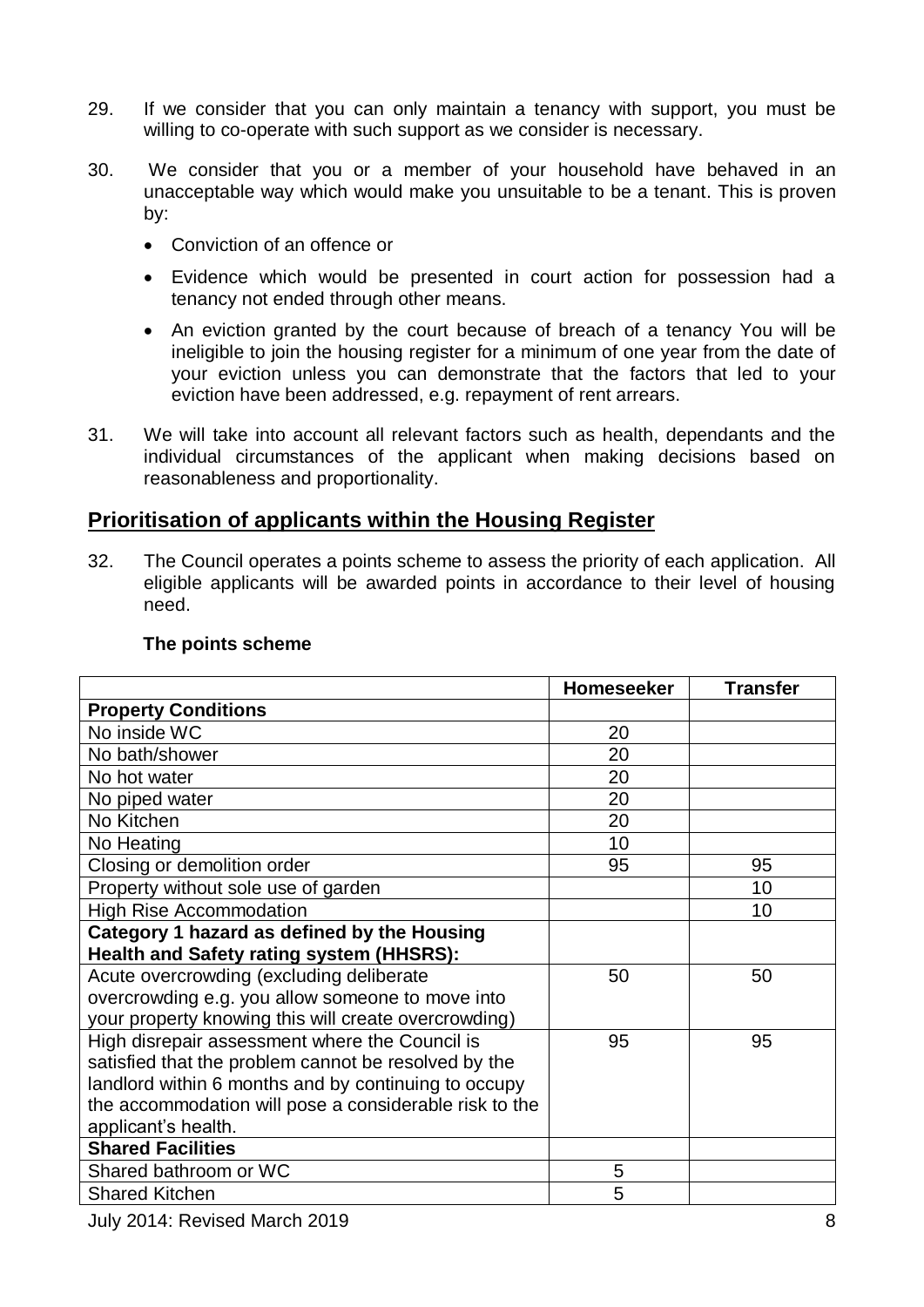29. If we consider that you can only maintain a tenancy with support, you must be willing to co-operate with such support as we consider is necessary.

30. We consider that you or a member of your household have behaved in an unacceptable way which would make you unsuitable to be a tenant. This is proven by:

    - Conviction of an offence or
    - Evidence which would be presented in court action for possession had a tenancy not ended through other means.
    - An eviction granted by the court because of breach of a tenancy You will be ineligible to join the housing register for a minimum of one year from the date of your eviction unless you can demonstrate that the factors that led to your eviction have been addressed, e.g. repayment of rent arrears.

31. We will take into account all relevant factors such as health, dependants and the individual circumstances of the applicant when making decisions based on reasonableness and proportionality.

## Prioritisation of applicants within the Housing Register

32. The Council operates a points scheme to assess the priority of each application. All eligible applicants will be awarded points in accordance to their level of housing need.

**The points scheme**

| | Homeseeker | Transfer |
|---|---|---|
| **Property Conditions** | | |
| No inside WC | 20 | |
| No bath/shower | 20 | |
| No hot water | 20 | |
| No piped water | 20 | |
| No Kitchen | 20 | |
| No Heating | 10 | |
| Closing or demolition order | 95 | 95 |
| Property without sole use of garden | | 10 |
| High Rise Accommodation | | 10 |
| **Category 1 hazard as defined by the Housing Health and Safety rating system (HHSRS):** | | |
| Acute overcrowding (excluding deliberate overcrowding e.g. you allow someone to move into your property knowing this will create overcrowding) | 50 | 50 |
| High disrepair assessment where the Council is satisfied that the problem cannot be resolved by the landlord within 6 months and by continuing to occupy the accommodation will pose a considerable risk to the applicant's health. | 95 | 95 |
| **Shared Facilities** | | |
| Shared bathroom or WC | 5 | |
| Shared Kitchen | 5 | |

July 2014: Revised March 2019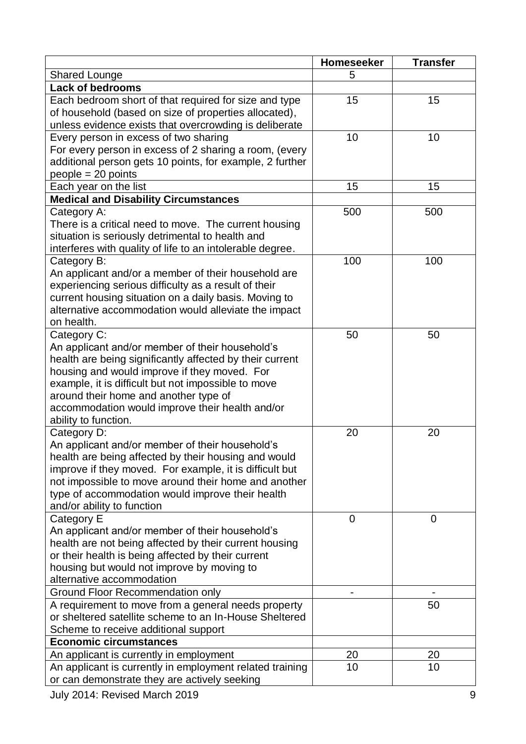| | Homeseeker | Transfer |
|---|---|---|
| Shared Lounge | 5 | |
| **Lack of bedrooms** | | |
| Each bedroom short of that required for size and type of household (based on size of properties allocated), unless evidence exists that overcrowding is deliberate | 15 | 15 |
| Every person in excess of two sharing<br>For every person in excess of 2 sharing a room, (every additional person gets 10 points, for example, 2 further people = 20 points | 10 | 10 |
| Each year on the list | 15 | 15 |
| **Medical and Disability Circumstances** | | |
| Category A:<br>There is a critical need to move. The current housing situation is seriously detrimental to health and interferes with quality of life to an intolerable degree. | 500 | 500 |
| Category B:<br>An applicant and/or a member of their household are experiencing serious difficulty as a result of their current housing situation on a daily basis. Moving to alternative accommodation would alleviate the impact on health. | 100 | 100 |
| Category C:<br>An applicant and/or member of their household's health are being significantly affected by their current housing and would improve if they moved. For example, it is difficult but not impossible to move around their home and another type of accommodation would improve their health and/or ability to function. | 50 | 50 |
| Category D:<br>An applicant and/or member of their household's health are being affected by their housing and would improve if they moved. For example, it is difficult but not impossible to move around their home and another type of accommodation would improve their health and/or ability to function | 20 | 20 |
| Category E<br>An applicant and/or member of their household's health are not being affected by their current housing or their health is being affected by their current housing but would not improve by moving to alternative accommodation | 0 | 0 |
| Ground Floor Recommendation only | - | - |
| A requirement to move from a general needs property or sheltered satellite scheme to an In-House Sheltered Scheme to receive additional support | | 50 |
| **Economic circumstances** | | |
| An applicant is currently in employment | 20 | 20 |
| An applicant is currently in employment related training or can demonstrate they are actively seeking | 10 | 10 |

July 2014: Revised March 2019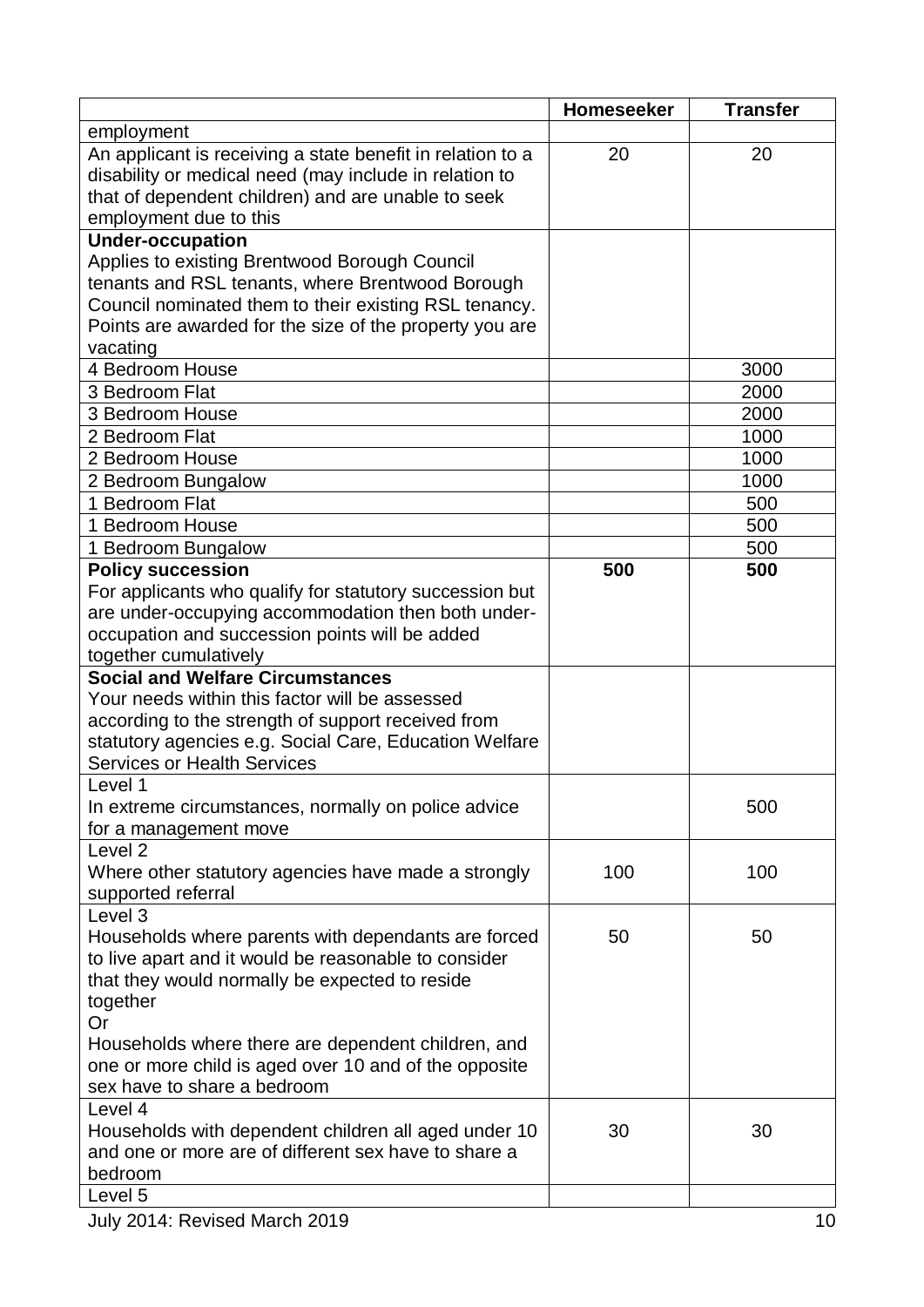| | Homeseeker | Transfer |
|---|---|---|
| employment | | |
| An applicant is receiving a state benefit in relation to a disability or medical need (may include in relation to that of dependent children) and are unable to seek employment due to this | 20 | 20 |
| **Under-occupation**<br>Applies to existing Brentwood Borough Council tenants and RSL tenants, where Brentwood Borough Council nominated them to their existing RSL tenancy. Points are awarded for the size of the property you are vacating | | |
| 4 Bedroom House | | 3000 |
| 3 Bedroom Flat | | 2000 |
| 3 Bedroom House | | 2000 |
| 2 Bedroom Flat | | 1000 |
| 2 Bedroom House | | 1000 |
| 2 Bedroom Bungalow | | 1000 |
| 1 Bedroom Flat | | 500 |
| 1 Bedroom House | | 500 |
| 1 Bedroom Bungalow | | 500 |
| **Policy succession**<br>For applicants who qualify for statutory succession but are under-occupying accommodation then both under-occupation and succession points will be added together cumulatively | **500** | **500** |
| **Social and Welfare Circumstances**<br>Your needs within this factor will be assessed according to the strength of support received from statutory agencies e.g. Social Care, Education Welfare Services or Health Services | | |
| Level 1<br>In extreme circumstances, normally on police advice for a management move | | 500 |
| Level 2<br>Where other statutory agencies have made a strongly supported referral | 100 | 100 |
| Level 3<br>Households where parents with dependants are forced to live apart and it would be reasonable to consider that they would normally be expected to reside together<br>Or<br>Households where there are dependent children, and one or more child is aged over 10 and of the opposite sex have to share a bedroom | 50 | 50 |
| Level 4<br>Households with dependent children all aged under 10 and one or more are of different sex have to share a bedroom | 30 | 30 |
| Level 5 | | |

July 2014: Revised March 2019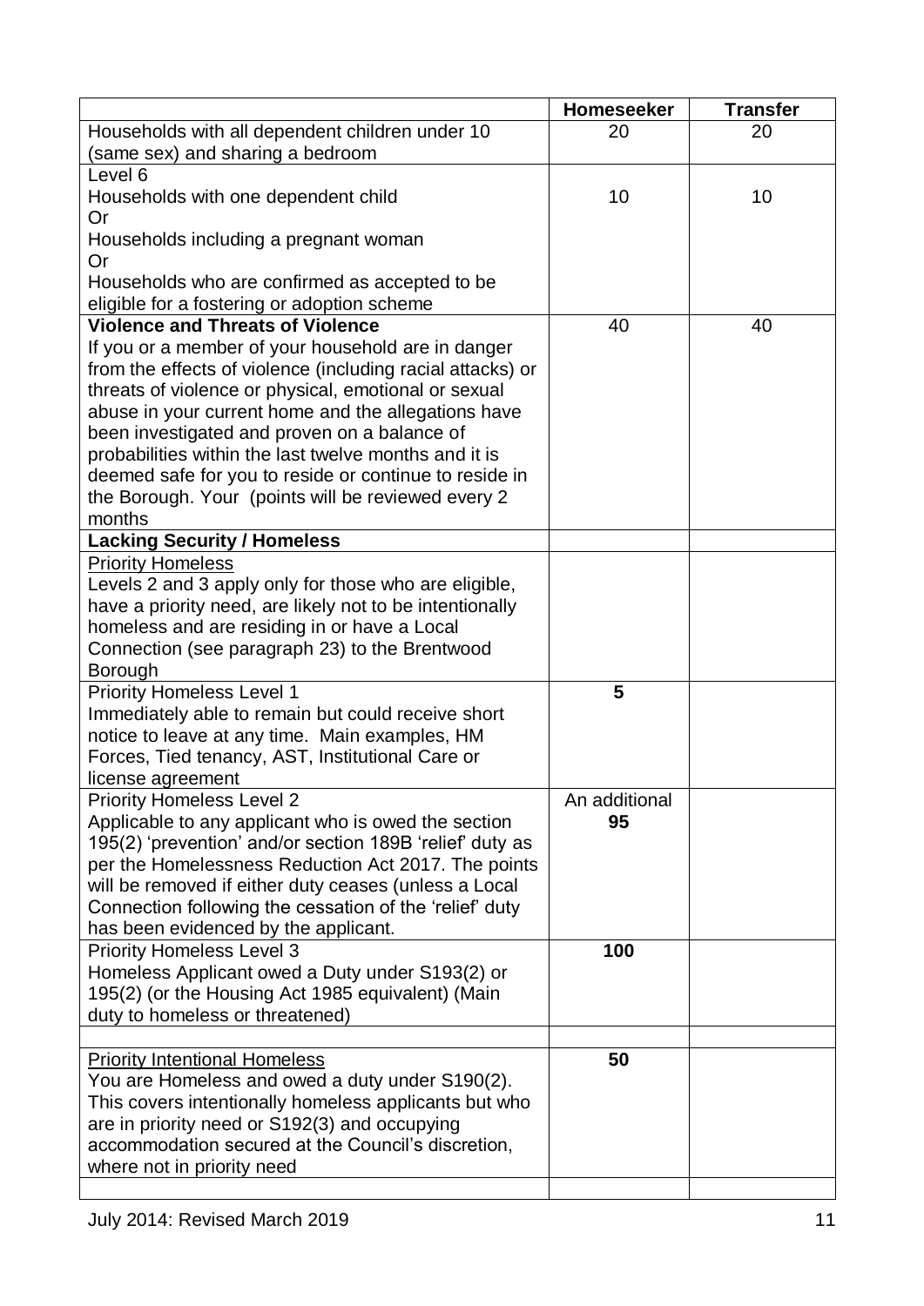| | **Homeseeker** | **Transfer** |
|---|---|---|
| Households with all dependent children under 10 (same sex) and sharing a bedroom | 20 | 20 |
| Level 6<br>Households with one dependent child<br>Or<br>Households including a pregnant woman<br>Or<br>Households who are confirmed as accepted to be eligible for a fostering or adoption scheme | 10 | 10 |
| **Violence and Threats of Violence**<br>If you or a member of your household are in danger from the effects of violence (including racial attacks) or threats of violence or physical, emotional or sexual abuse in your current home and the allegations have been investigated and proven on a balance of probabilities within the last twelve months and it is deemed safe for you to reside or continue to reside in the Borough. Your (points will be reviewed every 2 months | 40 | 40 |
| **Lacking Security / Homeless** | | |
| Priority Homeless<br>Levels 2 and 3 apply only for those who are eligible, have a priority need, are likely not to be intentionally homeless and are residing in or have a Local Connection (see paragraph 23) to the Brentwood Borough | | |
| Priority Homeless Level 1<br>Immediately able to remain but could receive short notice to leave at any time. Main examples, HM Forces, Tied tenancy, AST, Institutional Care or license agreement | **5** | |
| Priority Homeless Level 2<br>Applicable to any applicant who is owed the section 195(2) 'prevention' and/or section 189B 'relief' duty as per the Homelessness Reduction Act 2017. The points will be removed if either duty ceases (unless a Local Connection following the cessation of the 'relief' duty has been evidenced by the applicant. | An additional **95** | |
| Priority Homeless Level 3<br>Homeless Applicant owed a Duty under S193(2) or 195(2) (or the Housing Act 1985 equivalent) (Main duty to homeless or threatened) | **100** | |
| | | |
| Priority Intentional Homeless<br>You are Homeless and owed a duty under S190(2). This covers intentionally homeless applicants but who are in priority need or S192(3) and occupying accommodation secured at the Council's discretion, where not in priority need | **50** | |
| | | |

July 2014: Revised March 2019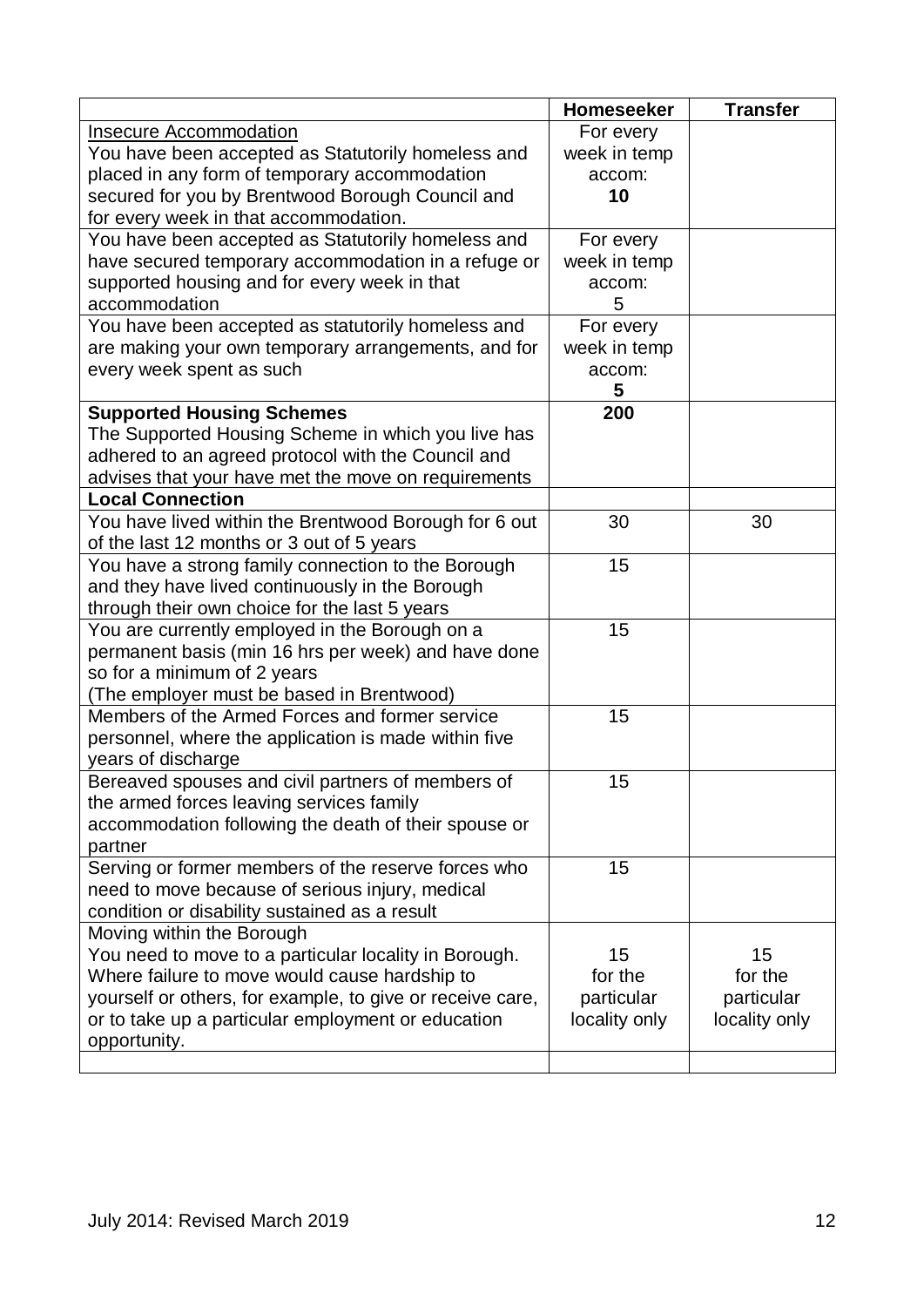| | Homeseeker | Transfer |
|---|---|---|
| Insecure Accommodation<br>You have been accepted as Statutorily homeless and placed in any form of temporary accommodation secured for you by Brentwood Borough Council and for every week in that accommodation. | For every week in temp accom:<br>**10** | |
| You have been accepted as Statutorily homeless and have secured temporary accommodation in a refuge or supported housing and for every week in that accommodation | For every week in temp accom:<br>5 | |
| You have been accepted as statutorily homeless and are making your own temporary arrangements, and for every week spent as such | For every week in temp accom:<br>**5** | |
| **Supported Housing Schemes**<br>The Supported Housing Scheme in which you live has adhered to an agreed protocol with the Council and advises that your have met the move on requirements | **200** | |
| **Local Connection** | | |
| You have lived within the Brentwood Borough for 6 out of the last 12 months or 3 out of 5 years | 30 | 30 |
| You have a strong family connection to the Borough and they have lived continuously in the Borough through their own choice for the last 5 years | 15 | |
| You are currently employed in the Borough on a permanent basis (min 16 hrs per week) and have done so for a minimum of 2 years<br>(The employer must be based in Brentwood) | 15 | |
| Members of the Armed Forces and former service personnel, where the application is made within five years of discharge | 15 | |
| Bereaved spouses and civil partners of members of the armed forces leaving services family accommodation following the death of their spouse or partner | 15 | |
| Serving or former members of the reserve forces who need to move because of serious injury, medical condition or disability sustained as a result | 15 | |
| Moving within the Borough<br>You need to move to a particular locality in Borough. Where failure to move would cause hardship to yourself or others, for example, to give or receive care, or to take up a particular employment or education opportunity. | 15<br>for the particular locality only | 15<br>for the particular locality only |
| | | |

July 2014: Revised March 2019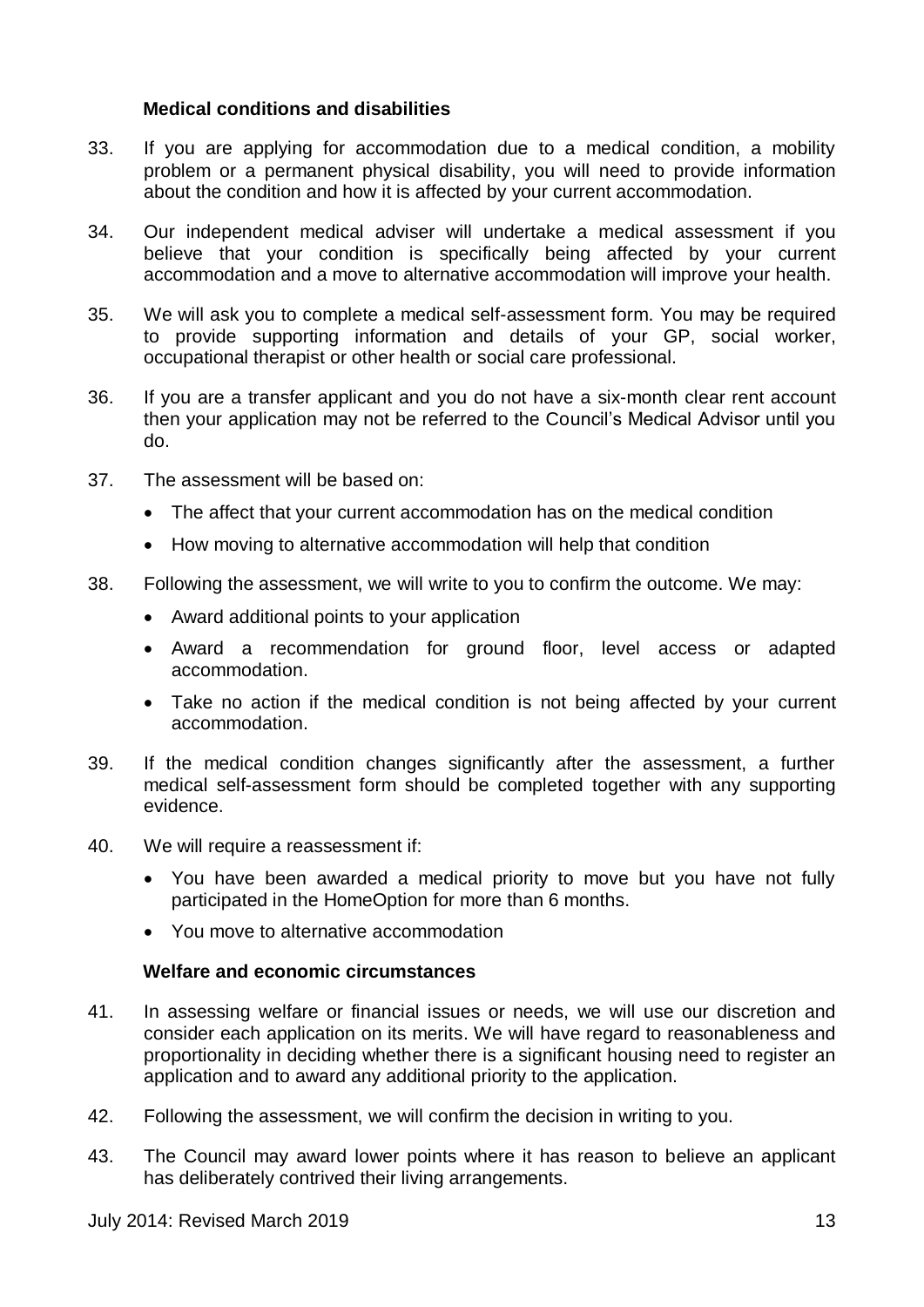### Medical conditions and disabilities

33. If you are applying for accommodation due to a medical condition, a mobility problem or a permanent physical disability, you will need to provide information about the condition and how it is affected by your current accommodation.

34. Our independent medical adviser will undertake a medical assessment if you believe that your condition is specifically being affected by your current accommodation and a move to alternative accommodation will improve your health.

35. We will ask you to complete a medical self-assessment form. You may be required to provide supporting information and details of your GP, social worker, occupational therapist or other health or social care professional.

36. If you are a transfer applicant and you do not have a six-month clear rent account then your application may not be referred to the Council's Medical Advisor until you do.

37. The assessment will be based on:

    - The affect that your current accommodation has on the medical condition
    - How moving to alternative accommodation will help that condition

38. Following the assessment, we will write to you to confirm the outcome. We may:

    - Award additional points to your application
    - Award a recommendation for ground floor, level access or adapted accommodation.
    - Take no action if the medical condition is not being affected by your current accommodation.

39. If the medical condition changes significantly after the assessment, a further medical self-assessment form should be completed together with any supporting evidence.

40. We will require a reassessment if:

    - You have been awarded a medical priority to move but you have not fully participated in the HomeOption for more than 6 months.
    - You move to alternative accommodation

### Welfare and economic circumstances

41. In assessing welfare or financial issues or needs, we will use our discretion and consider each application on its merits. We will have regard to reasonableness and proportionality in deciding whether there is a significant housing need to register an application and to award any additional priority to the application.

42. Following the assessment, we will confirm the decision in writing to you.

43. The Council may award lower points where it has reason to believe an applicant has deliberately contrived their living arrangements.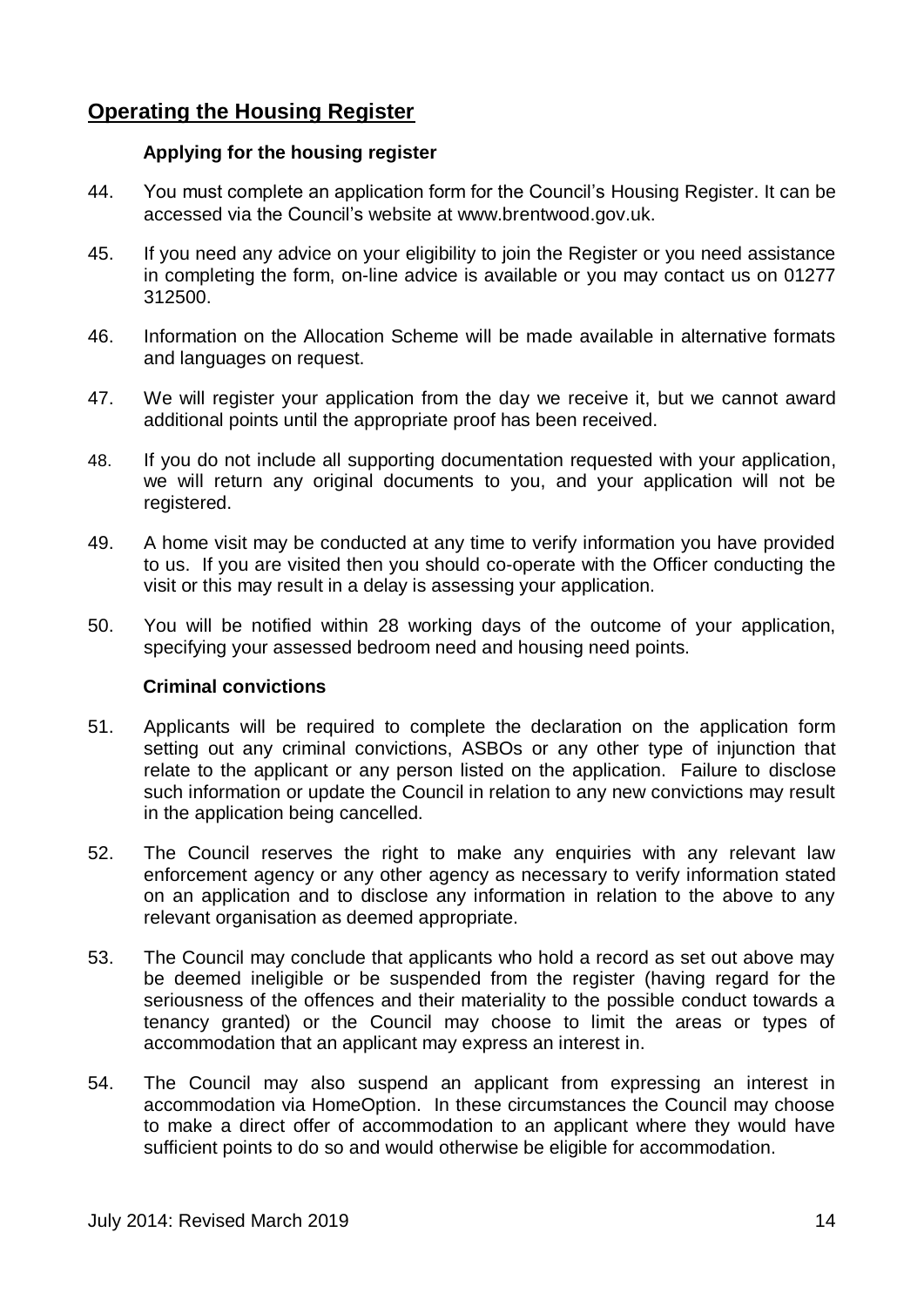## Operating the Housing Register

### Applying for the housing register

44. You must complete an application form for the Council's Housing Register. It can be accessed via the Council's website at www.brentwood.gov.uk.

45. If you need any advice on your eligibility to join the Register or you need assistance in completing the form, on-line advice is available or you may contact us on 01277 312500.

46. Information on the Allocation Scheme will be made available in alternative formats and languages on request.

47. We will register your application from the day we receive it, but we cannot award additional points until the appropriate proof has been received.

48. If you do not include all supporting documentation requested with your application, we will return any original documents to you, and your application will not be registered.

49. A home visit may be conducted at any time to verify information you have provided to us. If you are visited then you should co-operate with the Officer conducting the visit or this may result in a delay is assessing your application.

50. You will be notified within 28 working days of the outcome of your application, specifying your assessed bedroom need and housing need points.

### Criminal convictions

51. Applicants will be required to complete the declaration on the application form setting out any criminal convictions, ASBOs or any other type of injunction that relate to the applicant or any person listed on the application. Failure to disclose such information or update the Council in relation to any new convictions may result in the application being cancelled.

52. The Council reserves the right to make any enquiries with any relevant law enforcement agency or any other agency as necessary to verify information stated on an application and to disclose any information in relation to the above to any relevant organisation as deemed appropriate.

53. The Council may conclude that applicants who hold a record as set out above may be deemed ineligible or be suspended from the register (having regard for the seriousness of the offences and their materiality to the possible conduct towards a tenancy granted) or the Council may choose to limit the areas or types of accommodation that an applicant may express an interest in.

54. The Council may also suspend an applicant from expressing an interest in accommodation via HomeOption. In these circumstances the Council may choose to make a direct offer of accommodation to an applicant where they would have sufficient points to do so and would otherwise be eligible for accommodation.

July 2014: Revised March 2019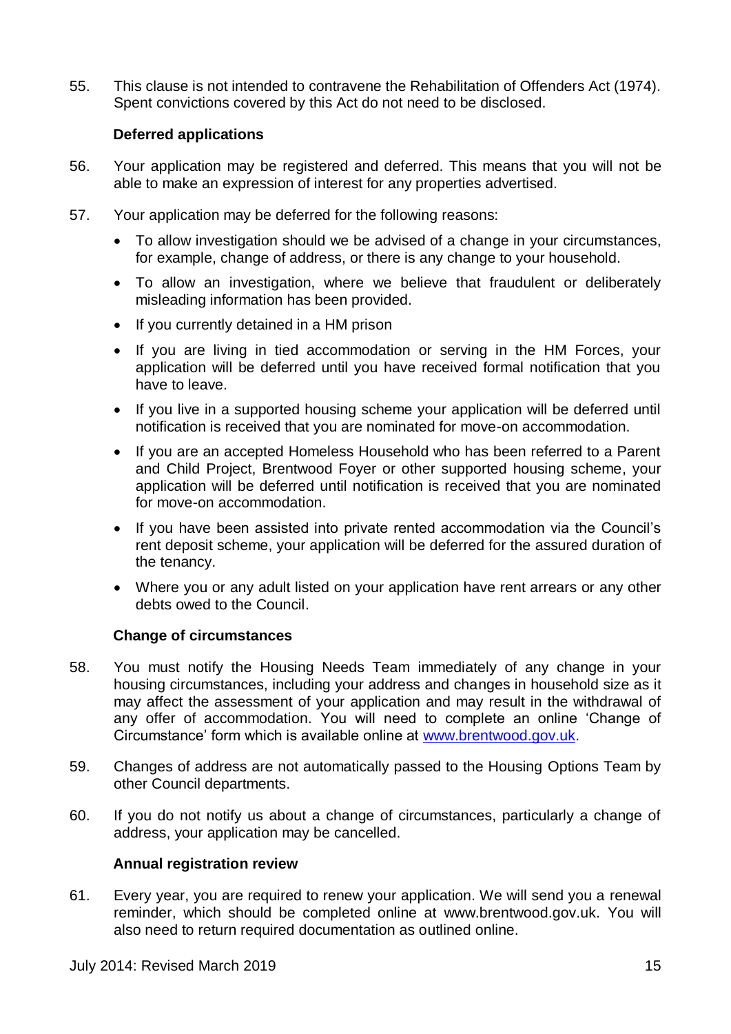55. This clause is not intended to contravene the Rehabilitation of Offenders Act (1974). Spent convictions covered by this Act do not need to be disclosed.

**Deferred applications**

56. Your application may be registered and deferred. This means that you will not be able to make an expression of interest for any properties advertised.

57. Your application may be deferred for the following reasons:

- To allow investigation should we be advised of a change in your circumstances, for example, change of address, or there is any change to your household.
- To allow an investigation, where we believe that fraudulent or deliberately misleading information has been provided.
- If you currently detained in a HM prison
- If you are living in tied accommodation or serving in the HM Forces, your application will be deferred until you have received formal notification that you have to leave.
- If you live in a supported housing scheme your application will be deferred until notification is received that you are nominated for move-on accommodation.
- If you are an accepted Homeless Household who has been referred to a Parent and Child Project, Brentwood Foyer or other supported housing scheme, your application will be deferred until notification is received that you are nominated for move-on accommodation.
- If you have been assisted into private rented accommodation via the Council's rent deposit scheme, your application will be deferred for the assured duration of the tenancy.
- Where you or any adult listed on your application have rent arrears or any other debts owed to the Council.

**Change of circumstances**

58. You must notify the Housing Needs Team immediately of any change in your housing circumstances, including your address and changes in household size as it may affect the assessment of your application and may result in the withdrawal of any offer of accommodation. You will need to complete an online 'Change of Circumstance' form which is available online at [www.brentwood.gov.uk](http://www.brentwood.gov.uk).

59. Changes of address are not automatically passed to the Housing Options Team by other Council departments.

60. If you do not notify us about a change of circumstances, particularly a change of address, your application may be cancelled.

**Annual registration review**

61. Every year, you are required to renew your application. We will send you a renewal reminder, which should be completed online at www.brentwood.gov.uk. You will also need to return required documentation as outlined online.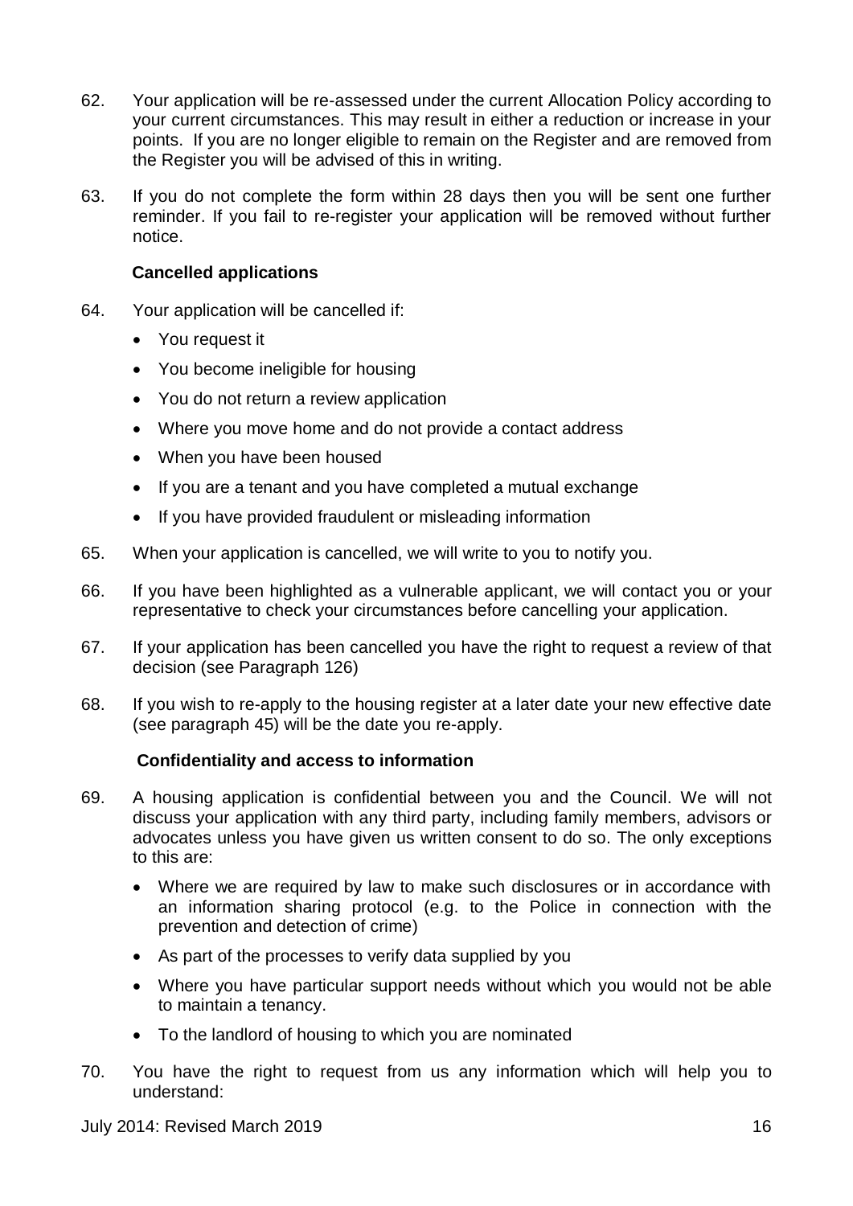62. Your application will be re-assessed under the current Allocation Policy according to your current circumstances. This may result in either a reduction or increase in your points. If you are no longer eligible to remain on the Register and are removed from the Register you will be advised of this in writing.

63. If you do not complete the form within 28 days then you will be sent one further reminder. If you fail to re-register your application will be removed without further notice.

**Cancelled applications**

64. Your application will be cancelled if:
    - You request it
    - You become ineligible for housing
    - You do not return a review application
    - Where you move home and do not provide a contact address
    - When you have been housed
    - If you are a tenant and you have completed a mutual exchange
    - If you have provided fraudulent or misleading information

65. When your application is cancelled, we will write to you to notify you.

66. If you have been highlighted as a vulnerable applicant, we will contact you or your representative to check your circumstances before cancelling your application.

67. If your application has been cancelled you have the right to request a review of that decision (see Paragraph 126)

68. If you wish to re-apply to the housing register at a later date your new effective date (see paragraph 45) will be the date you re-apply.

**Confidentiality and access to information**

69. A housing application is confidential between you and the Council. We will not discuss your application with any third party, including family members, advisors or advocates unless you have given us written consent to do so. The only exceptions to this are:
    - Where we are required by law to make such disclosures or in accordance with an information sharing protocol (e.g. to the Police in connection with the prevention and detection of crime)
    - As part of the processes to verify data supplied by you
    - Where you have particular support needs without which you would not be able to maintain a tenancy.
    - To the landlord of housing to which you are nominated

70. You have the right to request from us any information which will help you to understand: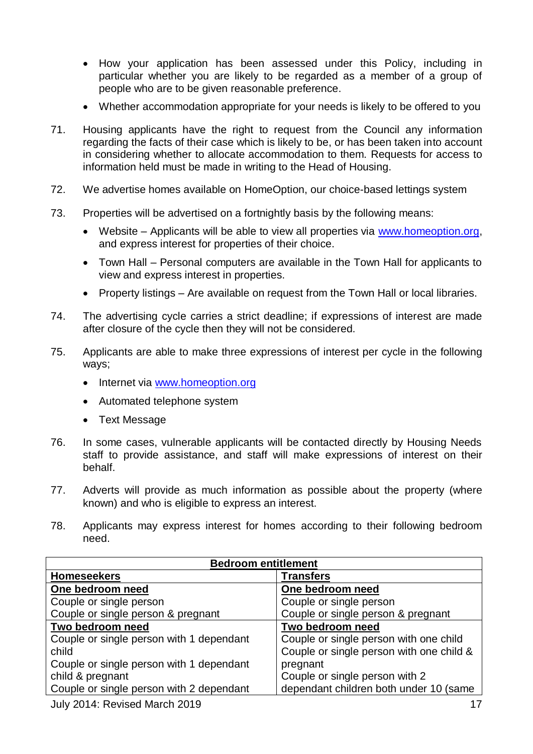- How your application has been assessed under this Policy, including in particular whether you are likely to be regarded as a member of a group of people who are to be given reasonable preference.
- Whether accommodation appropriate for your needs is likely to be offered to you

71. Housing applicants have the right to request from the Council any information regarding the facts of their case which is likely to be, or has been taken into account in considering whether to allocate accommodation to them. Requests for access to information held must be made in writing to the Head of Housing.

72. We advertise homes available on HomeOption, our choice-based lettings system

73. Properties will be advertised on a fortnightly basis by the following means:
    - Website – Applicants will be able to view all properties via [www.homeoption.org](http://www.homeoption.org), and express interest for properties of their choice.
    - Town Hall – Personal computers are available in the Town Hall for applicants to view and express interest in properties.
    - Property listings – Are available on request from the Town Hall or local libraries.

74. The advertising cycle carries a strict deadline; if expressions of interest are made after closure of the cycle then they will not be considered.

75. Applicants are able to make three expressions of interest per cycle in the following ways;
    - Internet via [www.homeoption.org](http://www.homeoption.org)
    - Automated telephone system
    - Text Message

76. In some cases, vulnerable applicants will be contacted directly by Housing Needs staff to provide assistance, and staff will make expressions of interest on their behalf.

77. Adverts will provide as much information as possible about the property (where known) and who is eligible to express an interest.

78. Applicants may express interest for homes according to their following bedroom need.

| **Bedroom entitlement** | |
|---|---|
| **Homeseekers** | **Transfers** |
| **One bedroom need** | **One bedroom need** |
| Couple or single person | Couple or single person |
| Couple or single person & pregnant | Couple or single person & pregnant |
| **Two bedroom need** | **Two bedroom need** |
| Couple or single person with 1 dependant child | Couple or single person with one child |
| Couple or single person with 1 dependant child & pregnant | Couple or single person with one child & pregnant |
| Couple or single person with 2 dependant | Couple or single person with 2 dependant children both under 10 (same |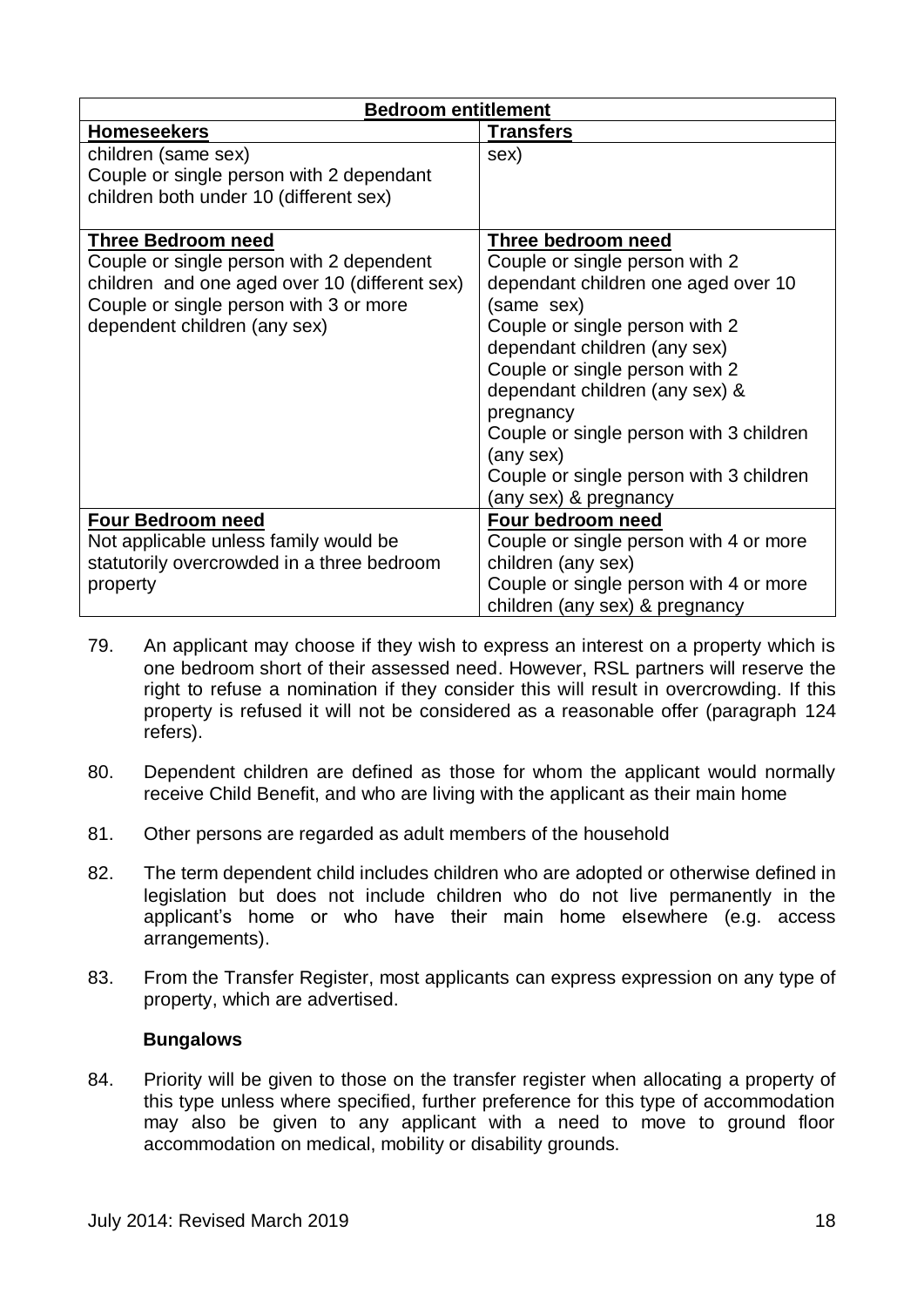| Bedroom entitlement | |
|---|---|
| **Homeseekers** | **Transfers** |
| children (same sex)<br>Couple or single person with 2 dependant children both under 10 (different sex) | sex) |
| **Three Bedroom need**<br>Couple or single person with 2 dependent children and one aged over 10 (different sex)<br>Couple or single person with 3 or more dependent children (any sex) | **Three bedroom need**<br>Couple or single person with 2 dependant children one aged over 10 (same sex)<br>Couple or single person with 2 dependant children (any sex)<br>Couple or single person with 2 dependant children (any sex) & pregnancy<br>Couple or single person with 3 children (any sex)<br>Couple or single person with 3 children (any sex) & pregnancy |
| **Four Bedroom need**<br>Not applicable unless family would be statutorily overcrowded in a three bedroom property | **Four bedroom need**<br>Couple or single person with 4 or more children (any sex)<br>Couple or single person with 4 or more children (any sex) & pregnancy |

79. An applicant may choose if they wish to express an interest on a property which is one bedroom short of their assessed need. However, RSL partners will reserve the right to refuse a nomination if they consider this will result in overcrowding. If this property is refused it will not be considered as a reasonable offer (paragraph 124 refers).

80. Dependent children are defined as those for whom the applicant would normally receive Child Benefit, and who are living with the applicant as their main home

81. Other persons are regarded as adult members of the household

82. The term dependent child includes children who are adopted or otherwise defined in legislation but does not include children who do not live permanently in the applicant's home or who have their main home elsewhere (e.g. access arrangements).

83. From the Transfer Register, most applicants can express expression on any type of property, which are advertised.

**Bungalows**

84. Priority will be given to those on the transfer register when allocating a property of this type unless where specified, further preference for this type of accommodation may also be given to any applicant with a need to move to ground floor accommodation on medical, mobility or disability grounds.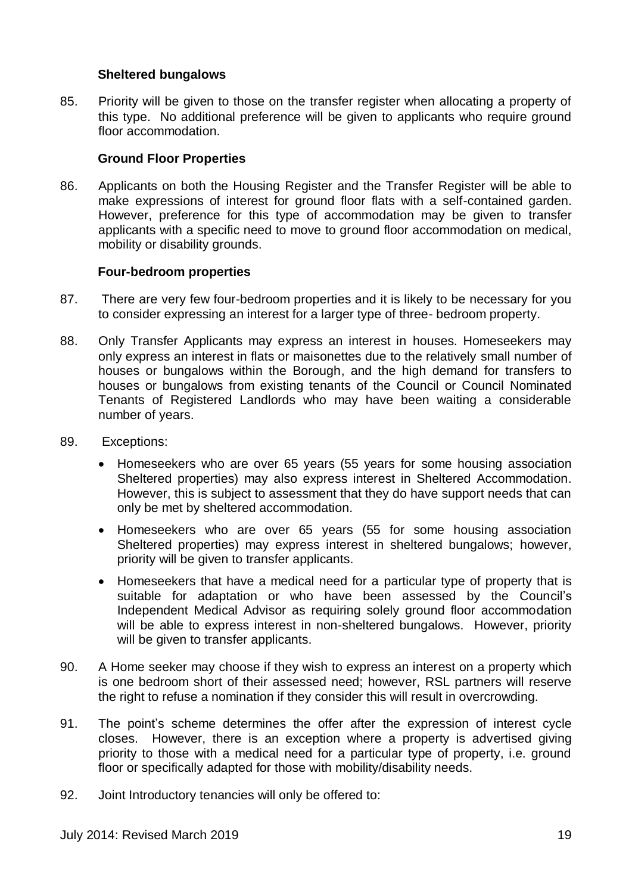### Sheltered bungalows

85. Priority will be given to those on the transfer register when allocating a property of this type. No additional preference will be given to applicants who require ground floor accommodation.

### Ground Floor Properties

86. Applicants on both the Housing Register and the Transfer Register will be able to make expressions of interest for ground floor flats with a self-contained garden. However, preference for this type of accommodation may be given to transfer applicants with a specific need to move to ground floor accommodation on medical, mobility or disability grounds.

### Four-bedroom properties

87. There are very few four-bedroom properties and it is likely to be necessary for you to consider expressing an interest for a larger type of three- bedroom property.

88. Only Transfer Applicants may express an interest in houses. Homeseekers may only express an interest in flats or maisonettes due to the relatively small number of houses or bungalows within the Borough, and the high demand for transfers to houses or bungalows from existing tenants of the Council or Council Nominated Tenants of Registered Landlords who may have been waiting a considerable number of years.

89. Exceptions:

    - Homeseekers who are over 65 years (55 years for some housing association Sheltered properties) may also express interest in Sheltered Accommodation. However, this is subject to assessment that they do have support needs that can only be met by sheltered accommodation.
    - Homeseekers who are over 65 years (55 for some housing association Sheltered properties) may express interest in sheltered bungalows; however, priority will be given to transfer applicants.
    - Homeseekers that have a medical need for a particular type of property that is suitable for adaptation or who have been assessed by the Council's Independent Medical Advisor as requiring solely ground floor accommodation will be able to express interest in non-sheltered bungalows. However, priority will be given to transfer applicants.

90. A Home seeker may choose if they wish to express an interest on a property which is one bedroom short of their assessed need; however, RSL partners will reserve the right to refuse a nomination if they consider this will result in overcrowding.

91. The point's scheme determines the offer after the expression of interest cycle closes. However, there is an exception where a property is advertised giving priority to those with a medical need for a particular type of property, i.e. ground floor or specifically adapted for those with mobility/disability needs.

92. Joint Introductory tenancies will only be offered to: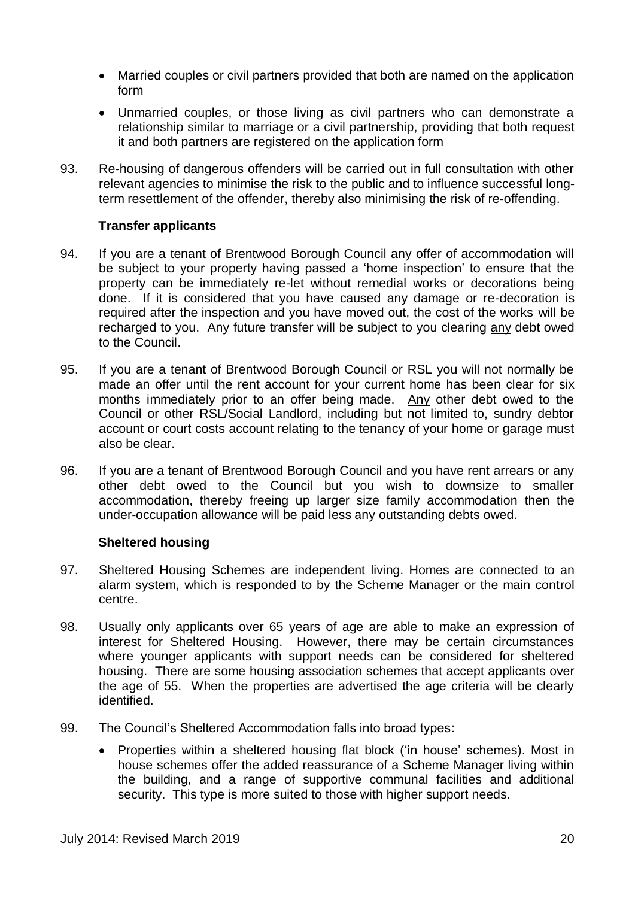- Married couples or civil partners provided that both are named on the application form
- Unmarried couples, or those living as civil partners who can demonstrate a relationship similar to marriage or a civil partnership, providing that both request it and both partners are registered on the application form

93. Re-housing of dangerous offenders will be carried out in full consultation with other relevant agencies to minimise the risk to the public and to influence successful long-term resettlement of the offender, thereby also minimising the risk of re-offending.

### Transfer applicants

94. If you are a tenant of Brentwood Borough Council any offer of accommodation will be subject to your property having passed a 'home inspection' to ensure that the property can be immediately re-let without remedial works or decorations being done. If it is considered that you have caused any damage or re-decoration is required after the inspection and you have moved out, the cost of the works will be recharged to you. Any future transfer will be subject to you clearing <u>any</u> debt owed to the Council.

95. If you are a tenant of Brentwood Borough Council or RSL you will not normally be made an offer until the rent account for your current home has been clear for six months immediately prior to an offer being made. <u>Any</u> other debt owed to the Council or other RSL/Social Landlord, including but not limited to, sundry debtor account or court costs account relating to the tenancy of your home or garage must also be clear.

96. If you are a tenant of Brentwood Borough Council and you have rent arrears or any other debt owed to the Council but you wish to downsize to smaller accommodation, thereby freeing up larger size family accommodation then the under-occupation allowance will be paid less any outstanding debts owed.

### Sheltered housing

97. Sheltered Housing Schemes are independent living. Homes are connected to an alarm system, which is responded to by the Scheme Manager or the main control centre.

98. Usually only applicants over 65 years of age are able to make an expression of interest for Sheltered Housing. However, there may be certain circumstances where younger applicants with support needs can be considered for sheltered housing. There are some housing association schemes that accept applicants over the age of 55. When the properties are advertised the age criteria will be clearly identified.

99. The Council's Sheltered Accommodation falls into broad types:

    - Properties within a sheltered housing flat block ('in house' schemes). Most in house schemes offer the added reassurance of a Scheme Manager living within the building, and a range of supportive communal facilities and additional security. This type is more suited to those with higher support needs.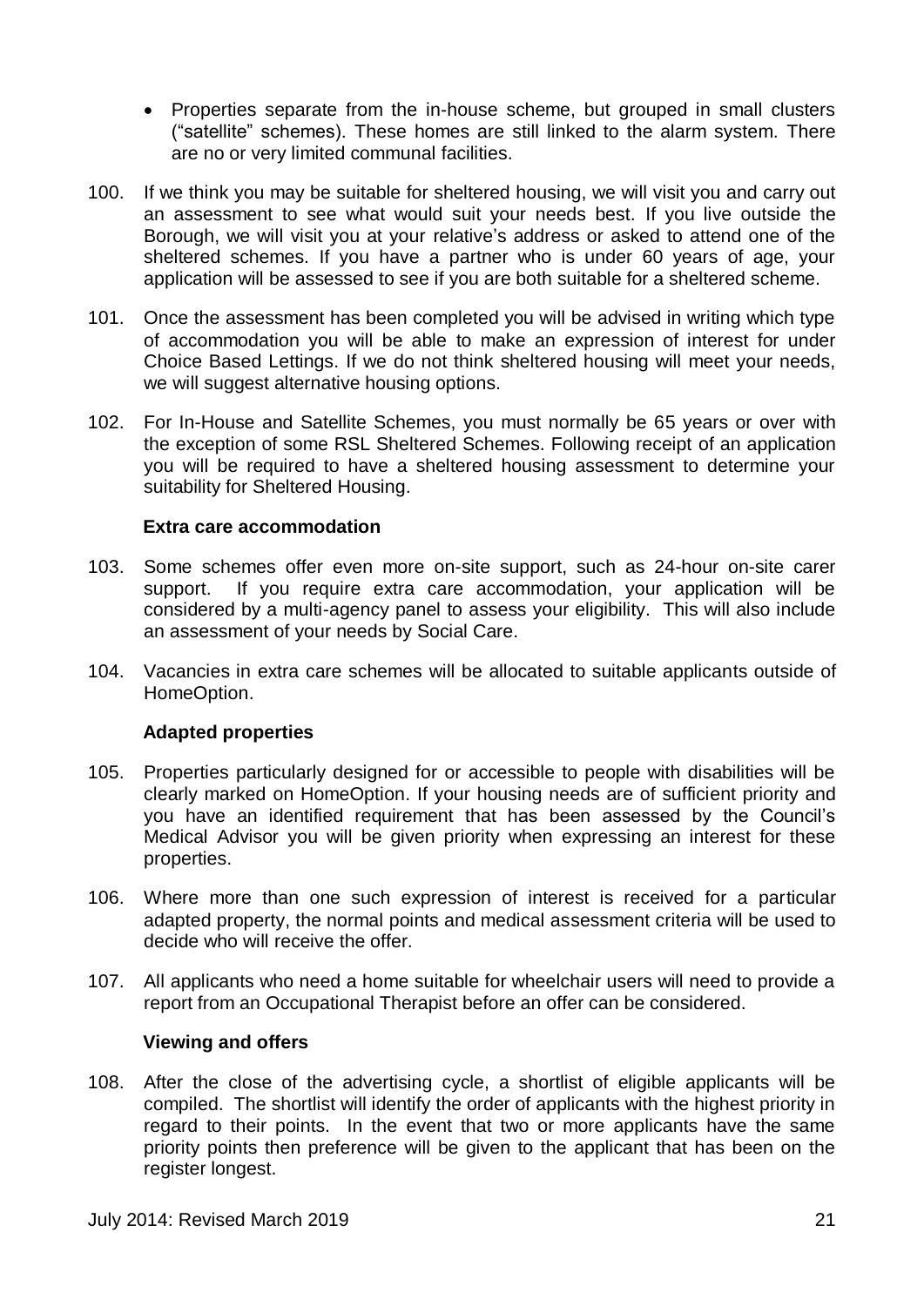- Properties separate from the in-house scheme, but grouped in small clusters ("satellite" schemes). These homes are still linked to the alarm system. There are no or very limited communal facilities.

100. If we think you may be suitable for sheltered housing, we will visit you and carry out an assessment to see what would suit your needs best. If you live outside the Borough, we will visit you at your relative's address or asked to attend one of the sheltered schemes. If you have a partner who is under 60 years of age, your application will be assessed to see if you are both suitable for a sheltered scheme.

101. Once the assessment has been completed you will be advised in writing which type of accommodation you will be able to make an expression of interest for under Choice Based Lettings. If we do not think sheltered housing will meet your needs, we will suggest alternative housing options.

102. For In-House and Satellite Schemes, you must normally be 65 years or over with the exception of some RSL Sheltered Schemes. Following receipt of an application you will be required to have a sheltered housing assessment to determine your suitability for Sheltered Housing.

**Extra care accommodation**

103. Some schemes offer even more on-site support, such as 24-hour on-site carer support. If you require extra care accommodation, your application will be considered by a multi-agency panel to assess your eligibility. This will also include an assessment of your needs by Social Care.

104. Vacancies in extra care schemes will be allocated to suitable applicants outside of HomeOption.

**Adapted properties**

105. Properties particularly designed for or accessible to people with disabilities will be clearly marked on HomeOption. If your housing needs are of sufficient priority and you have an identified requirement that has been assessed by the Council's Medical Advisor you will be given priority when expressing an interest for these properties.

106. Where more than one such expression of interest is received for a particular adapted property, the normal points and medical assessment criteria will be used to decide who will receive the offer.

107. All applicants who need a home suitable for wheelchair users will need to provide a report from an Occupational Therapist before an offer can be considered.

**Viewing and offers**

108. After the close of the advertising cycle, a shortlist of eligible applicants will be compiled. The shortlist will identify the order of applicants with the highest priority in regard to their points. In the event that two or more applicants have the same priority points then preference will be given to the applicant that has been on the register longest.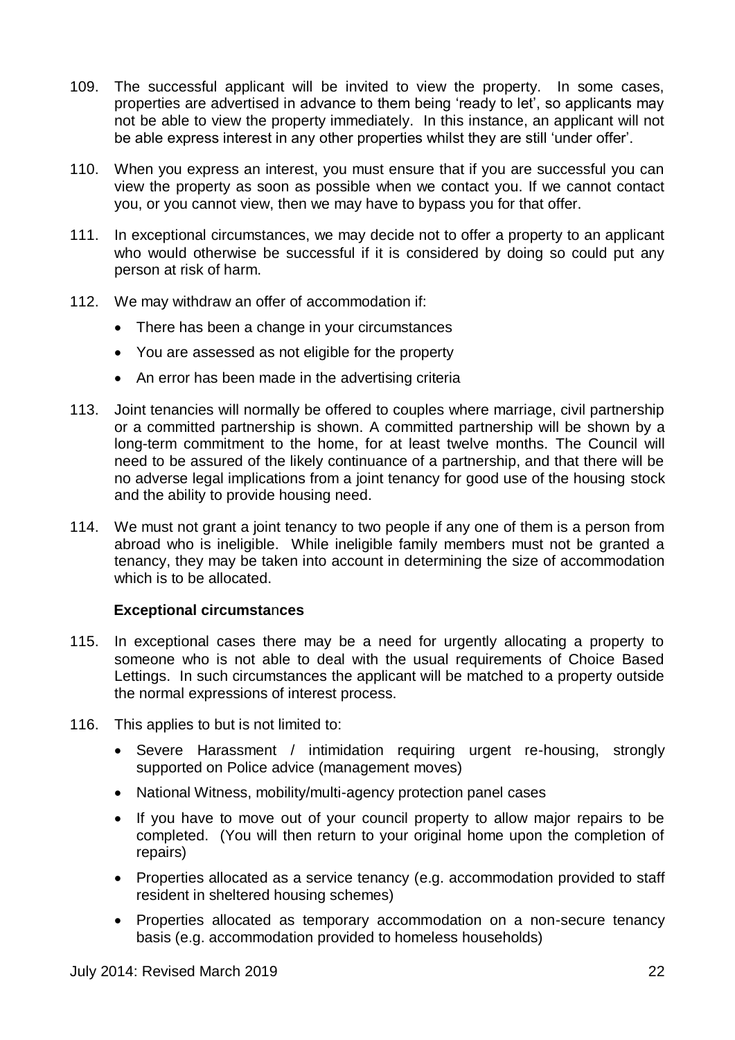109. The successful applicant will be invited to view the property. In some cases, properties are advertised in advance to them being 'ready to let', so applicants may not be able to view the property immediately. In this instance, an applicant will not be able express interest in any other properties whilst they are still 'under offer'.

110. When you express an interest, you must ensure that if you are successful you can view the property as soon as possible when we contact you. If we cannot contact you, or you cannot view, then we may have to bypass you for that offer.

111. In exceptional circumstances, we may decide not to offer a property to an applicant who would otherwise be successful if it is considered by doing so could put any person at risk of harm.

112. We may withdraw an offer of accommodation if:

    - There has been a change in your circumstances
    - You are assessed as not eligible for the property
    - An error has been made in the advertising criteria

113. Joint tenancies will normally be offered to couples where marriage, civil partnership or a committed partnership is shown. A committed partnership will be shown by a long-term commitment to the home, for at least twelve months. The Council will need to be assured of the likely continuance of a partnership, and that there will be no adverse legal implications from a joint tenancy for good use of the housing stock and the ability to provide housing need.

114. We must not grant a joint tenancy to two people if any one of them is a person from abroad who is ineligible. While ineligible family members must not be granted a tenancy, they may be taken into account in determining the size of accommodation which is to be allocated.

**Exceptional circumstances**

115. In exceptional cases there may be a need for urgently allocating a property to someone who is not able to deal with the usual requirements of Choice Based Lettings. In such circumstances the applicant will be matched to a property outside the normal expressions of interest process.

116. This applies to but is not limited to:

    - Severe Harassment / intimidation requiring urgent re-housing, strongly supported on Police advice (management moves)
    - National Witness, mobility/multi-agency protection panel cases
    - If you have to move out of your council property to allow major repairs to be completed. (You will then return to your original home upon the completion of repairs)
    - Properties allocated as a service tenancy (e.g. accommodation provided to staff resident in sheltered housing schemes)
    - Properties allocated as temporary accommodation on a non-secure tenancy basis (e.g. accommodation provided to homeless households)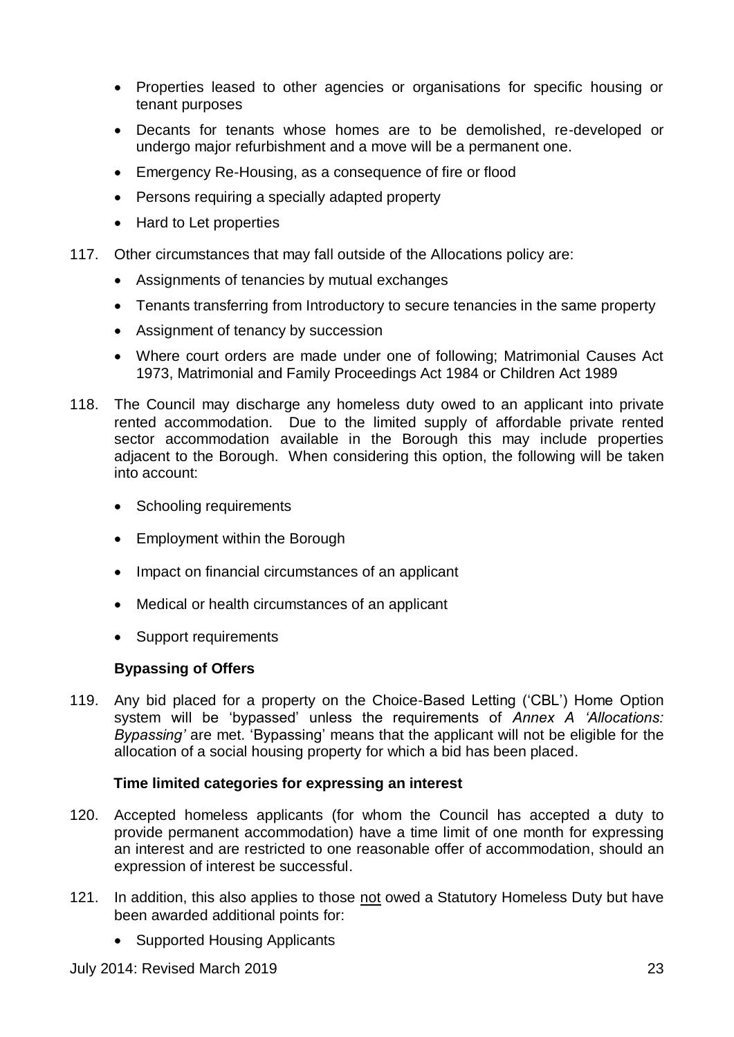- Properties leased to other agencies or organisations for specific housing or tenant purposes
- Decants for tenants whose homes are to be demolished, re-developed or undergo major refurbishment and a move will be a permanent one.
- Emergency Re-Housing, as a consequence of fire or flood
- Persons requiring a specially adapted property
- Hard to Let properties

117. Other circumstances that may fall outside of the Allocations policy are:

- Assignments of tenancies by mutual exchanges
- Tenants transferring from Introductory to secure tenancies in the same property
- Assignment of tenancy by succession
- Where court orders are made under one of following; Matrimonial Causes Act 1973, Matrimonial and Family Proceedings Act 1984 or Children Act 1989

118. The Council may discharge any homeless duty owed to an applicant into private rented accommodation. Due to the limited supply of affordable private rented sector accommodation available in the Borough this may include properties adjacent to the Borough. When considering this option, the following will be taken into account:

- Schooling requirements
- Employment within the Borough
- Impact on financial circumstances of an applicant
- Medical or health circumstances of an applicant
- Support requirements

**Bypassing of Offers**

119. Any bid placed for a property on the Choice-Based Letting ('CBL') Home Option system will be 'bypassed' unless the requirements of *Annex A 'Allocations: Bypassing'* are met. 'Bypassing' means that the applicant will not be eligible for the allocation of a social housing property for which a bid has been placed.

**Time limited categories for expressing an interest**

120. Accepted homeless applicants (for whom the Council has accepted a duty to provide permanent accommodation) have a time limit of one month for expressing an interest and are restricted to one reasonable offer of accommodation, should an expression of interest be successful.

121. In addition, this also applies to those not owed a Statutory Homeless Duty but have been awarded additional points for:

- Supported Housing Applicants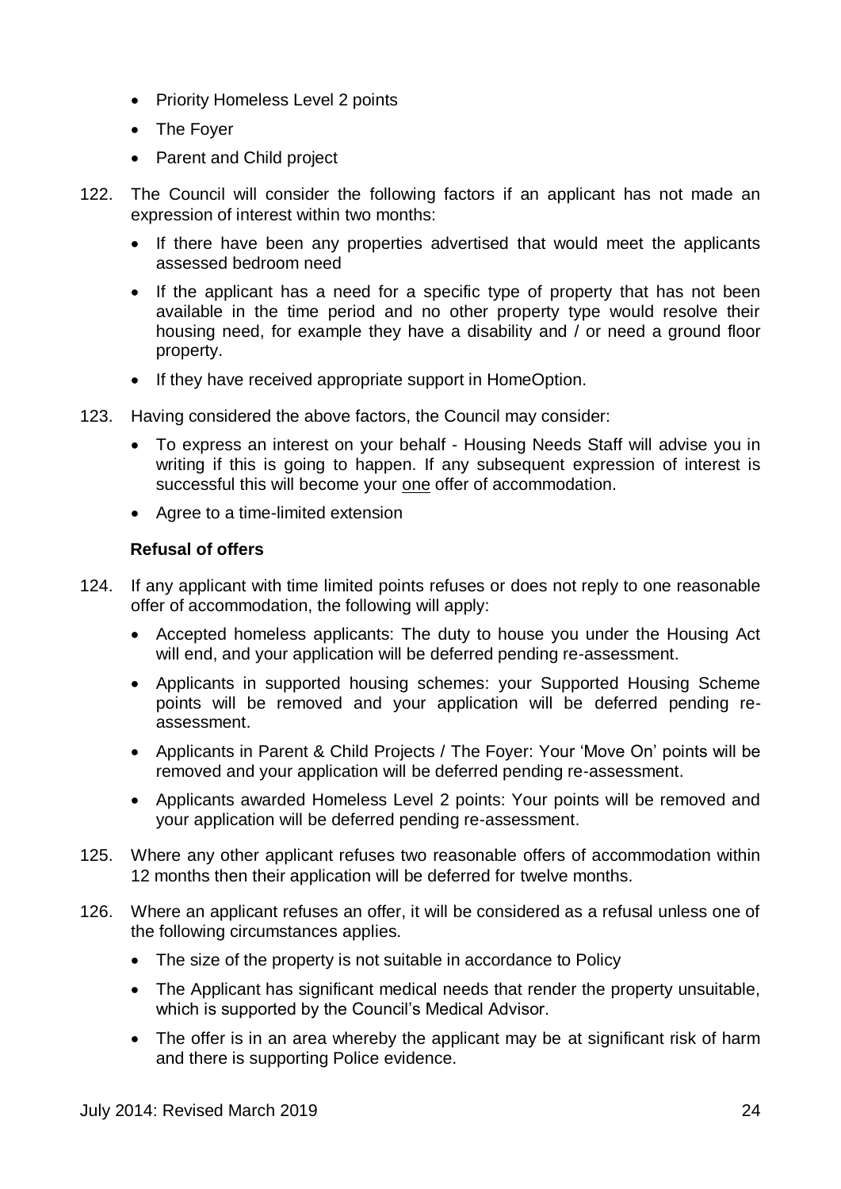- Priority Homeless Level 2 points
- The Foyer
- Parent and Child project

122. The Council will consider the following factors if an applicant has not made an expression of interest within two months:

    - If there have been any properties advertised that would meet the applicants assessed bedroom need
    - If the applicant has a need for a specific type of property that has not been available in the time period and no other property type would resolve their housing need, for example they have a disability and / or need a ground floor property.
    - If they have received appropriate support in HomeOption.

123. Having considered the above factors, the Council may consider:

    - To express an interest on your behalf - Housing Needs Staff will advise you in writing if this is going to happen. If any subsequent expression of interest is successful this will become your <u>one</u> offer of accommodation.
    - Agree to a time-limited extension

**Refusal of offers**

124. If any applicant with time limited points refuses or does not reply to one reasonable offer of accommodation, the following will apply:

    - Accepted homeless applicants: The duty to house you under the Housing Act will end, and your application will be deferred pending re-assessment.
    - Applicants in supported housing schemes: your Supported Housing Scheme points will be removed and your application will be deferred pending re-assessment.
    - Applicants in Parent & Child Projects / The Foyer: Your 'Move On' points will be removed and your application will be deferred pending re-assessment.
    - Applicants awarded Homeless Level 2 points: Your points will be removed and your application will be deferred pending re-assessment.

125. Where any other applicant refuses two reasonable offers of accommodation within 12 months then their application will be deferred for twelve months.

126. Where an applicant refuses an offer, it will be considered as a refusal unless one of the following circumstances applies.

    - The size of the property is not suitable in accordance to Policy
    - The Applicant has significant medical needs that render the property unsuitable, which is supported by the Council's Medical Advisor.
    - The offer is in an area whereby the applicant may be at significant risk of harm and there is supporting Police evidence.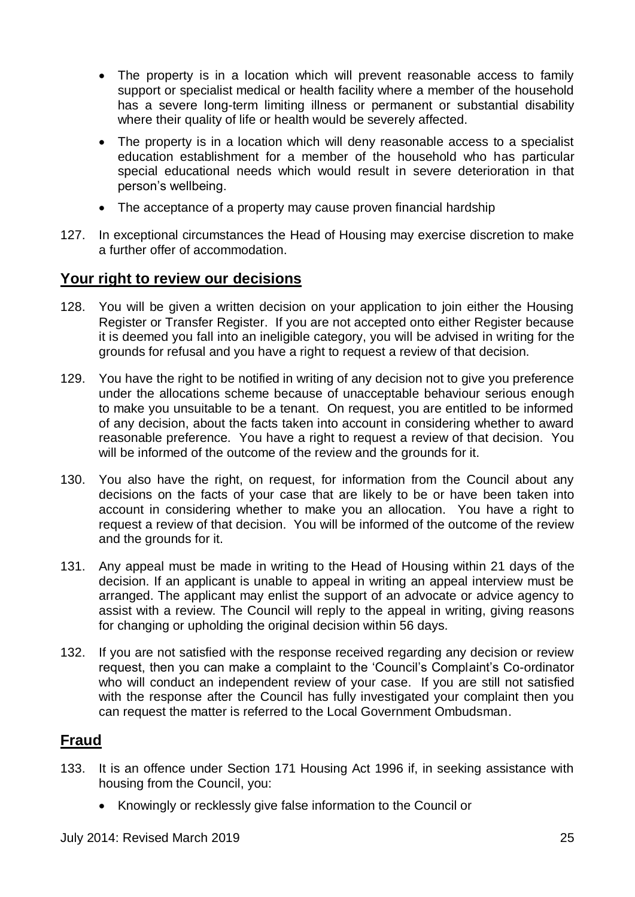- The property is in a location which will prevent reasonable access to family support or specialist medical or health facility where a member of the household has a severe long-term limiting illness or permanent or substantial disability where their quality of life or health would be severely affected.
- The property is in a location which will deny reasonable access to a specialist education establishment for a member of the household who has particular special educational needs which would result in severe deterioration in that person's wellbeing.
- The acceptance of a property may cause proven financial hardship

127. In exceptional circumstances the Head of Housing may exercise discretion to make a further offer of accommodation.

## Your right to review our decisions

128. You will be given a written decision on your application to join either the Housing Register or Transfer Register. If you are not accepted onto either Register because it is deemed you fall into an ineligible category, you will be advised in writing for the grounds for refusal and you have a right to request a review of that decision.

129. You have the right to be notified in writing of any decision not to give you preference under the allocations scheme because of unacceptable behaviour serious enough to make you unsuitable to be a tenant. On request, you are entitled to be informed of any decision, about the facts taken into account in considering whether to award reasonable preference. You have a right to request a review of that decision. You will be informed of the outcome of the review and the grounds for it.

130. You also have the right, on request, for information from the Council about any decisions on the facts of your case that are likely to be or have been taken into account in considering whether to make you an allocation. You have a right to request a review of that decision. You will be informed of the outcome of the review and the grounds for it.

131. Any appeal must be made in writing to the Head of Housing within 21 days of the decision. If an applicant is unable to appeal in writing an appeal interview must be arranged. The applicant may enlist the support of an advocate or advice agency to assist with a review. The Council will reply to the appeal in writing, giving reasons for changing or upholding the original decision within 56 days.

132. If you are not satisfied with the response received regarding any decision or review request, then you can make a complaint to the 'Council's Complaint's Co-ordinator who will conduct an independent review of your case. If you are still not satisfied with the response after the Council has fully investigated your complaint then you can request the matter is referred to the Local Government Ombudsman.

## Fraud

133. It is an offence under Section 171 Housing Act 1996 if, in seeking assistance with housing from the Council, you:

- Knowingly or recklessly give false information to the Council or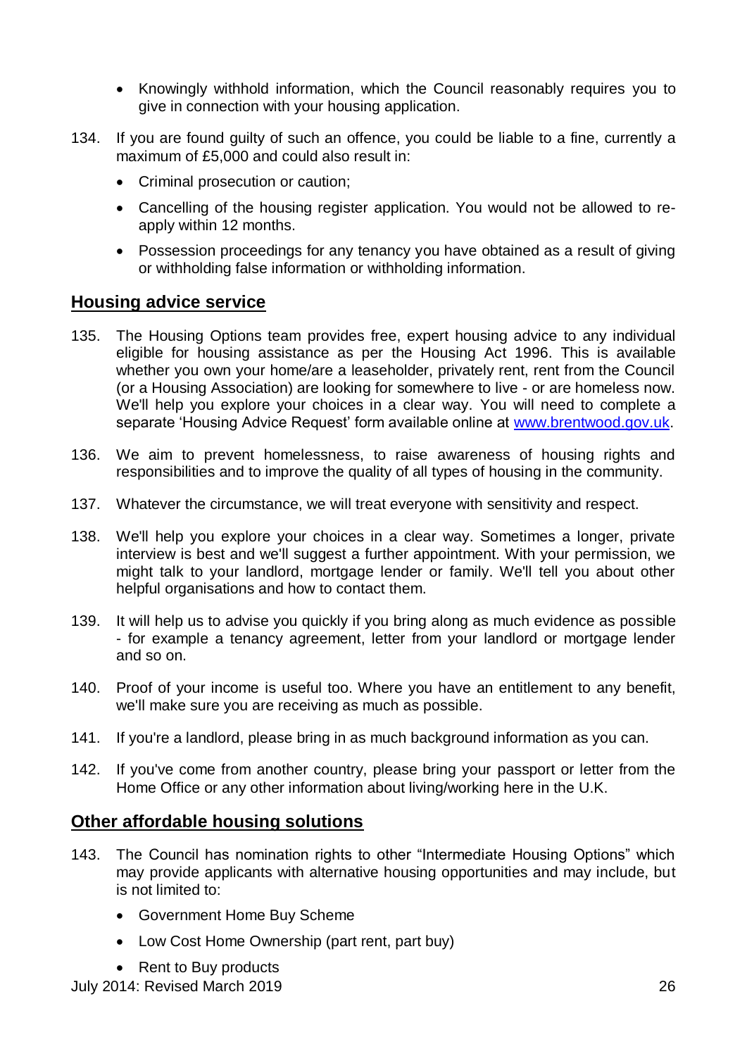- Knowingly withhold information, which the Council reasonably requires you to give in connection with your housing application.

134. If you are found guilty of such an offence, you could be liable to a fine, currently a maximum of £5,000 and could also result in:

- Criminal prosecution or caution;
- Cancelling of the housing register application. You would not be allowed to re-apply within 12 months.
- Possession proceedings for any tenancy you have obtained as a result of giving or withholding false information or withholding information.

## Housing advice service

135. The Housing Options team provides free, expert housing advice to any individual eligible for housing assistance as per the Housing Act 1996. This is available whether you own your home/are a leaseholder, privately rent, rent from the Council (or a Housing Association) are looking for somewhere to live - or are homeless now. We'll help you explore your choices in a clear way. You will need to complete a separate 'Housing Advice Request' form available online at [www.brentwood.gov.uk](http://www.brentwood.gov.uk).

136. We aim to prevent homelessness, to raise awareness of housing rights and responsibilities and to improve the quality of all types of housing in the community.

137. Whatever the circumstance, we will treat everyone with sensitivity and respect.

138. We'll help you explore your choices in a clear way. Sometimes a longer, private interview is best and we'll suggest a further appointment. With your permission, we might talk to your landlord, mortgage lender or family. We'll tell you about other helpful organisations and how to contact them.

139. It will help us to advise you quickly if you bring along as much evidence as possible - for example a tenancy agreement, letter from your landlord or mortgage lender and so on.

140. Proof of your income is useful too. Where you have an entitlement to any benefit, we'll make sure you are receiving as much as possible.

141. If you're a landlord, please bring in as much background information as you can.

142. If you've come from another country, please bring your passport or letter from the Home Office or any other information about living/working here in the U.K.

## Other affordable housing solutions

143. The Council has nomination rights to other "Intermediate Housing Options" which may provide applicants with alternative housing opportunities and may include, but is not limited to:

- Government Home Buy Scheme
- Low Cost Home Ownership (part rent, part buy)
- Rent to Buy products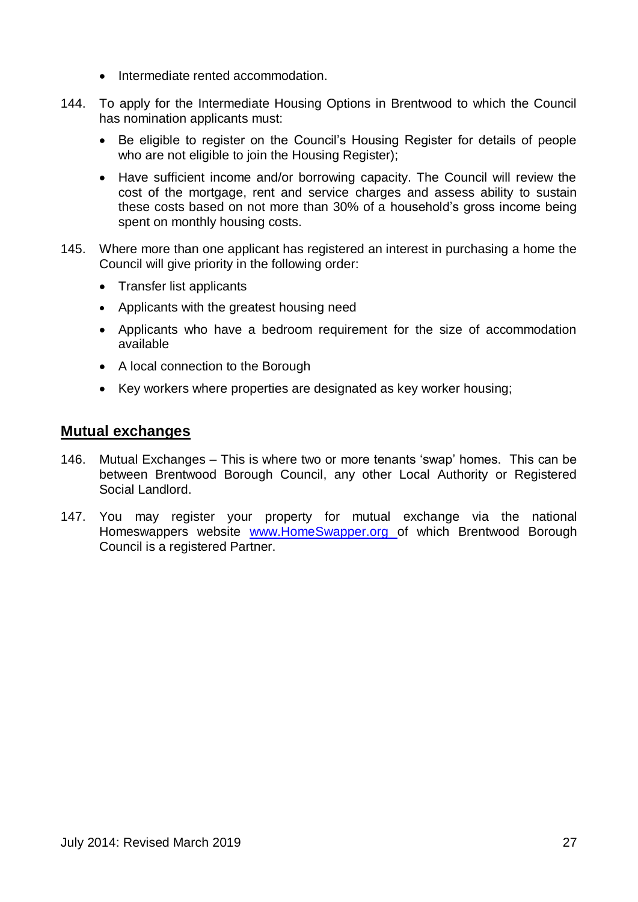- Intermediate rented accommodation.

144. To apply for the Intermediate Housing Options in Brentwood to which the Council has nomination applicants must:

    - Be eligible to register on the Council's Housing Register for details of people who are not eligible to join the Housing Register);
    - Have sufficient income and/or borrowing capacity. The Council will review the cost of the mortgage, rent and service charges and assess ability to sustain these costs based on not more than 30% of a household's gross income being spent on monthly housing costs.

145. Where more than one applicant has registered an interest in purchasing a home the Council will give priority in the following order:

    - Transfer list applicants
    - Applicants with the greatest housing need
    - Applicants who have a bedroom requirement for the size of accommodation available
    - A local connection to the Borough
    - Key workers where properties are designated as key worker housing;

## Mutual exchanges

146. Mutual Exchanges – This is where two or more tenants 'swap' homes. This can be between Brentwood Borough Council, any other Local Authority or Registered Social Landlord.

147. You may register your property for mutual exchange via the national Homeswappers website [www.HomeSwapper.org](http://www.HomeSwapper.org) of which Brentwood Borough Council is a registered Partner.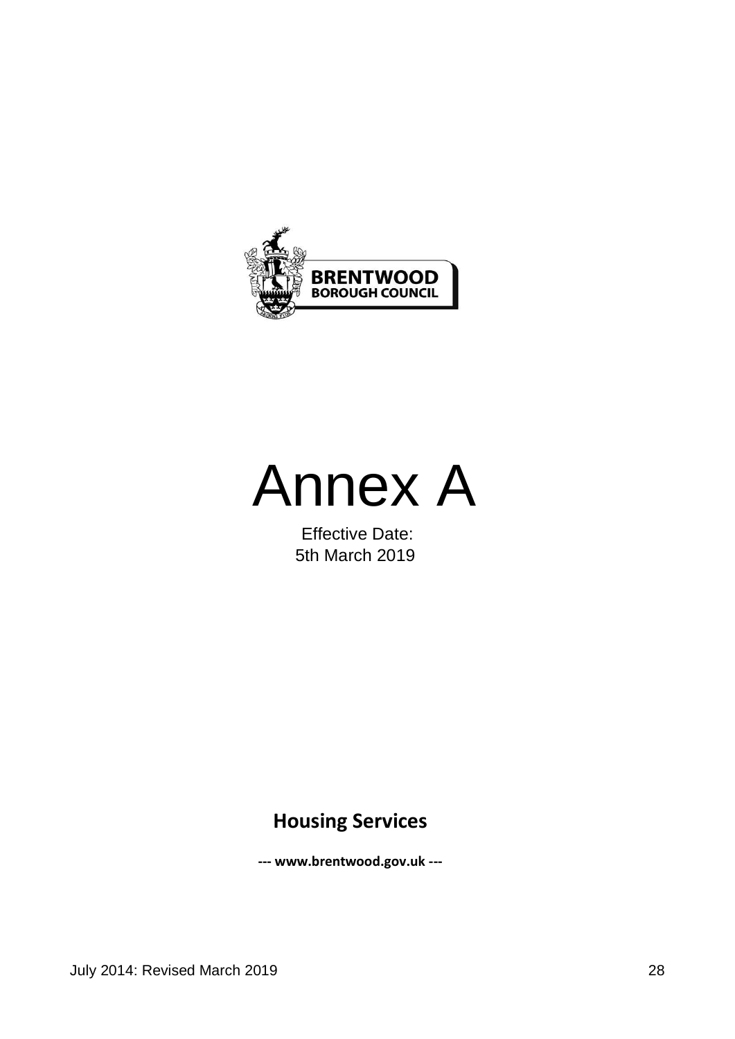BRENTWOOD
BOROUGH COUNCIL

# Annex A

Effective Date:
5th March 2019

**Housing Services**

**--- www.brentwood.gov.uk ---**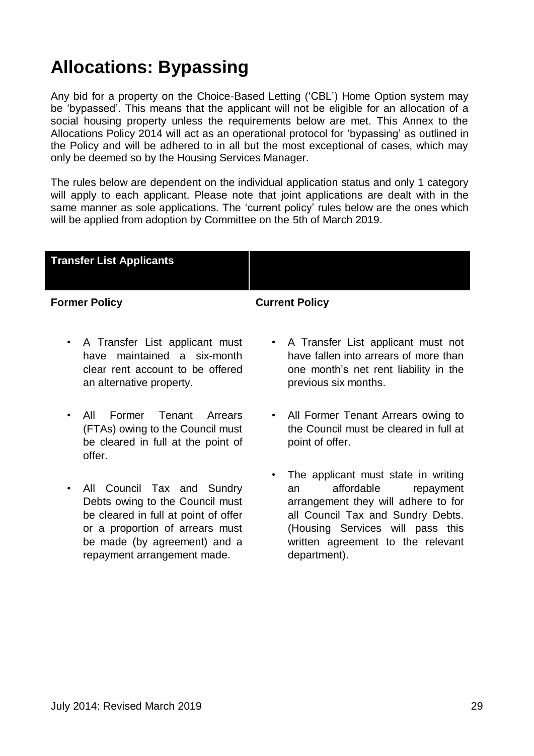# Allocations: Bypassing

Any bid for a property on the Choice-Based Letting ('CBL') Home Option system may be 'bypassed'. This means that the applicant will not be eligible for an allocation of a social housing property unless the requirements below are met. This Annex to the Allocations Policy 2014 will act as an operational protocol for 'bypassing' as outlined in the Policy and will be adhered to in all but the most exceptional of cases, which may only be deemed so by the Housing Services Manager.

The rules below are dependent on the individual application status and only 1 category will apply to each applicant. Please note that joint applications are dealt with in the same manner as sole applications. The 'current policy' rules below are the ones which will be applied from adoption by Committee on the 5th of March 2019.

| Transfer List Applicants | |
|---|---|
| **Former Policy** | **Current Policy** |
| • A Transfer List applicant must have maintained a six-month clear rent account to be offered an alternative property. | • A Transfer List applicant must not have fallen into arrears of more than one month's net rent liability in the previous six months. |
| • All Former Tenant Arrears (FTAs) owing to the Council must be cleared in full at the point of offer. | • All Former Tenant Arrears owing to the Council must be cleared in full at point of offer. |
| • All Council Tax and Sundry Debts owing to the Council must be cleared in full at point of offer or a proportion of arrears must be made (by agreement) and a repayment arrangement made. | • The applicant must state in writing an affordable repayment arrangement they will adhere to for all Council Tax and Sundry Debts. (Housing Services will pass this written agreement to the relevant department). |

July 2014: Revised March 2019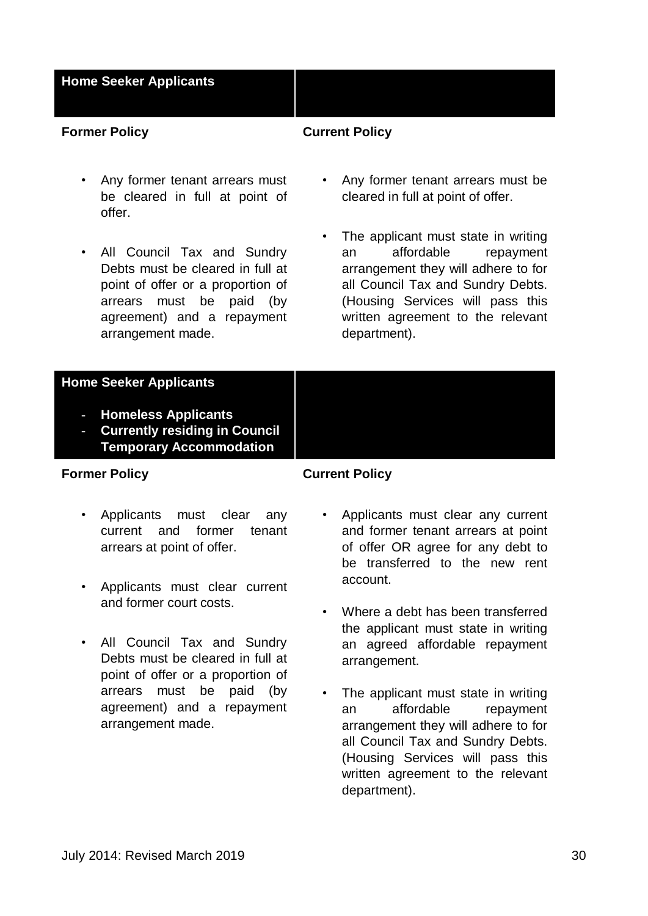## Home Seeker Applicants

| Former Policy | Current Policy |
| --- | --- |
| • Any former tenant arrears must be cleared in full at point of offer.<br><br>• All Council Tax and Sundry Debts must be cleared in full at point of offer or a proportion of arrears must be paid (by agreement) and a repayment arrangement made. | • Any former tenant arrears must be cleared in full at point of offer.<br><br>• The applicant must state in writing an affordable repayment arrangement they will adhere to for all Council Tax and Sundry Debts. (Housing Services will pass this written agreement to the relevant department). |

## Home Seeker Applicants

- **Homeless Applicants**
- **Currently residing in Council Temporary Accommodation**

| Former Policy | Current Policy |
| --- | --- |
| • Applicants must clear any current and former tenant arrears at point of offer.<br><br>• Applicants must clear current and former court costs.<br><br>• All Council Tax and Sundry Debts must be cleared in full at point of offer or a proportion of arrears must be paid (by agreement) and a repayment arrangement made. | • Applicants must clear any current and former tenant arrears at point of offer OR agree for any debt to be transferred to the new rent account.<br><br>• Where a debt has been transferred the applicant must state in writing an agreed affordable repayment arrangement.<br><br>• The applicant must state in writing an affordable repayment arrangement they will adhere to for all Council Tax and Sundry Debts. (Housing Services will pass this written agreement to the relevant department). |

July 2014: Revised March 2019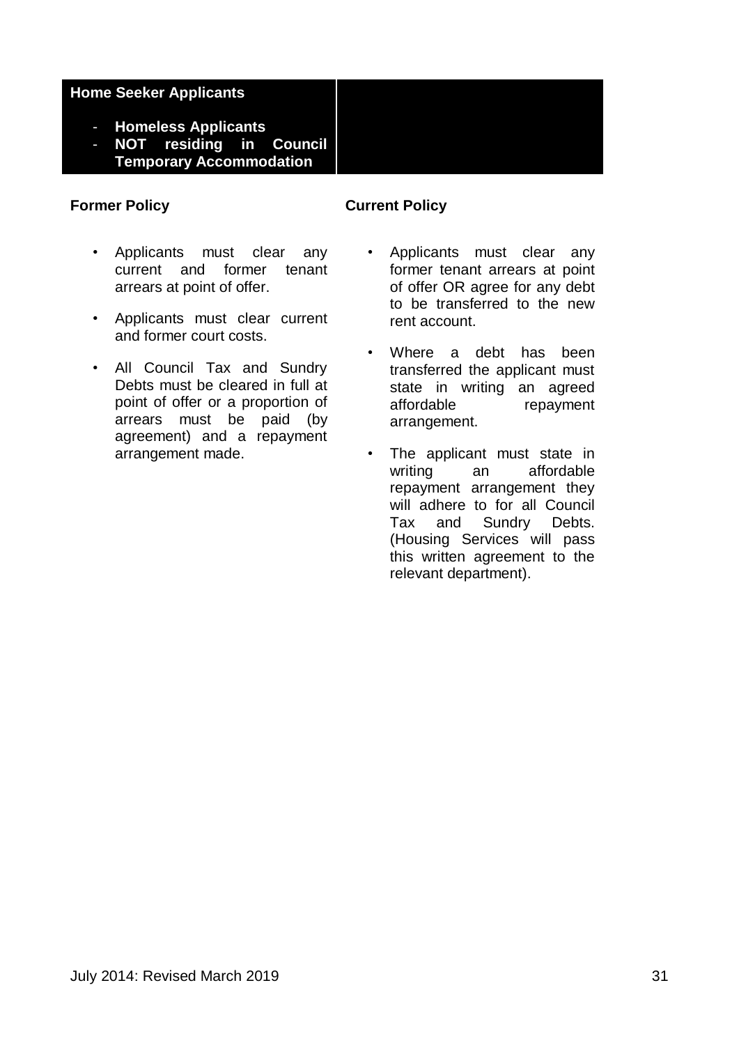**Home Seeker Applicants**

- **Homeless Applicants**
- **NOT residing in Council Temporary Accommodation**

**Former Policy**

- Applicants must clear any current and former tenant arrears at point of offer.
- Applicants must clear current and former court costs.
- All Council Tax and Sundry Debts must be cleared in full at point of offer or a proportion of arrears must be paid (by agreement) and a repayment arrangement made.

**Current Policy**

- Applicants must clear any former tenant arrears at point of offer OR agree for any debt to be transferred to the new rent account.
- Where a debt has been transferred the applicant must state in writing an agreed affordable repayment arrangement.
- The applicant must state in writing an affordable repayment arrangement they will adhere to for all Council Tax and Sundry Debts. (Housing Services will pass this written agreement to the relevant department).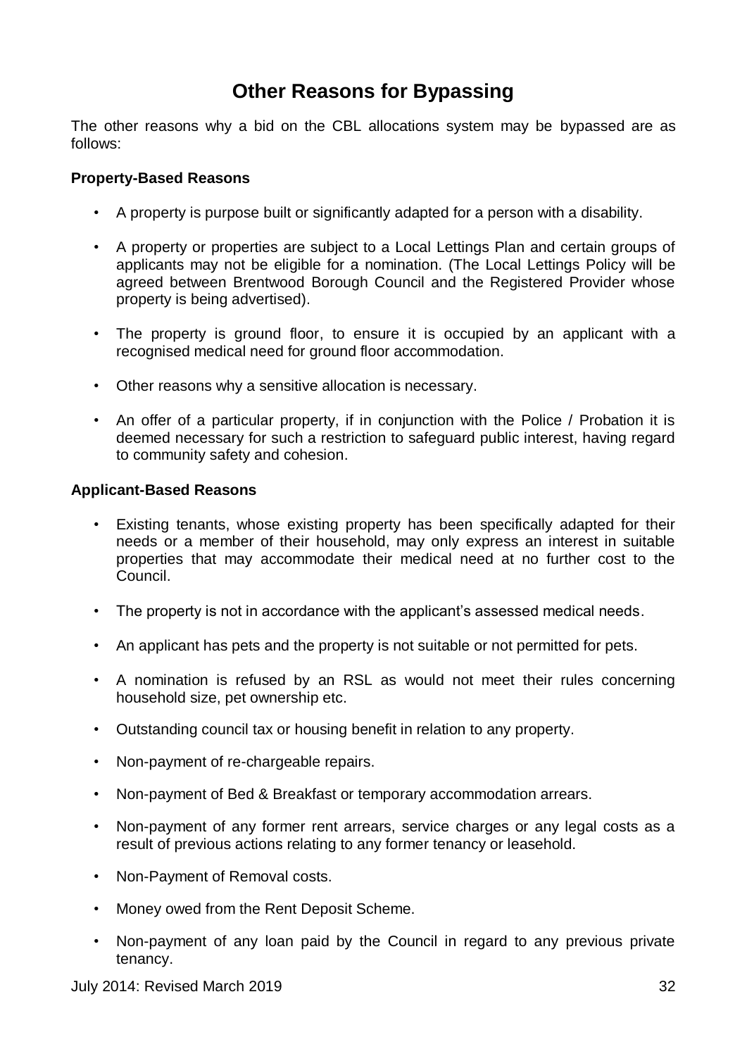# Other Reasons for Bypassing

The other reasons why a bid on the CBL allocations system may be bypassed are as follows:

**Property-Based Reasons**

- A property is purpose built or significantly adapted for a person with a disability.
- A property or properties are subject to a Local Lettings Plan and certain groups of applicants may not be eligible for a nomination. (The Local Lettings Policy will be agreed between Brentwood Borough Council and the Registered Provider whose property is being advertised).
- The property is ground floor, to ensure it is occupied by an applicant with a recognised medical need for ground floor accommodation.
- Other reasons why a sensitive allocation is necessary.
- An offer of a particular property, if in conjunction with the Police / Probation it is deemed necessary for such a restriction to safeguard public interest, having regard to community safety and cohesion.

**Applicant-Based Reasons**

- Existing tenants, whose existing property has been specifically adapted for their needs or a member of their household, may only express an interest in suitable properties that may accommodate their medical need at no further cost to the Council.
- The property is not in accordance with the applicant's assessed medical needs.
- An applicant has pets and the property is not suitable or not permitted for pets.
- A nomination is refused by an RSL as would not meet their rules concerning household size, pet ownership etc.
- Outstanding council tax or housing benefit in relation to any property.
- Non-payment of re-chargeable repairs.
- Non-payment of Bed & Breakfast or temporary accommodation arrears.
- Non-payment of any former rent arrears, service charges or any legal costs as a result of previous actions relating to any former tenancy or leasehold.
- Non-Payment of Removal costs.
- Money owed from the Rent Deposit Scheme.
- Non-payment of any loan paid by the Council in regard to any previous private tenancy.

July 2014: Revised March 2019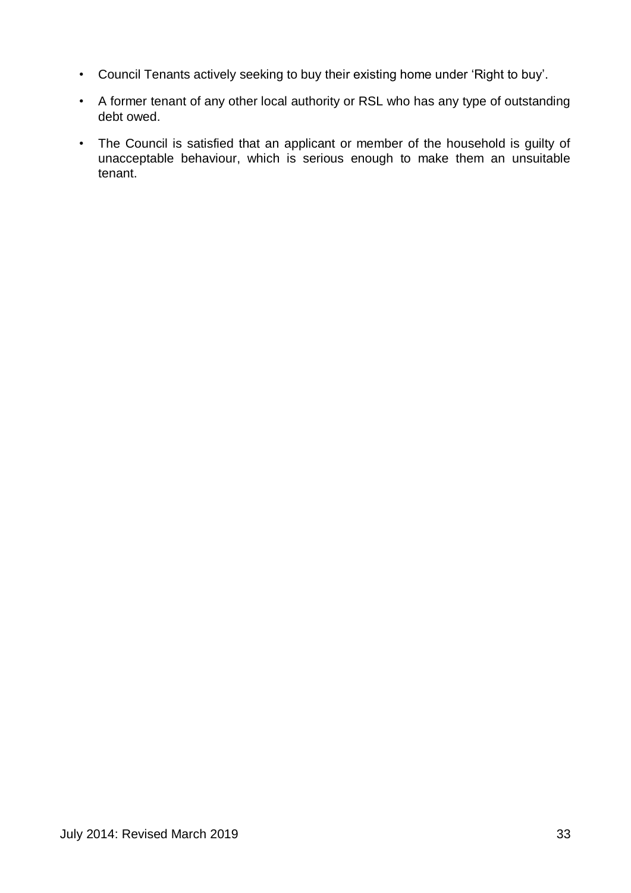- Council Tenants actively seeking to buy their existing home under 'Right to buy'.
- A former tenant of any other local authority or RSL who has any type of outstanding debt owed.
- The Council is satisfied that an applicant or member of the household is guilty of unacceptable behaviour, which is serious enough to make them an unsuitable tenant.